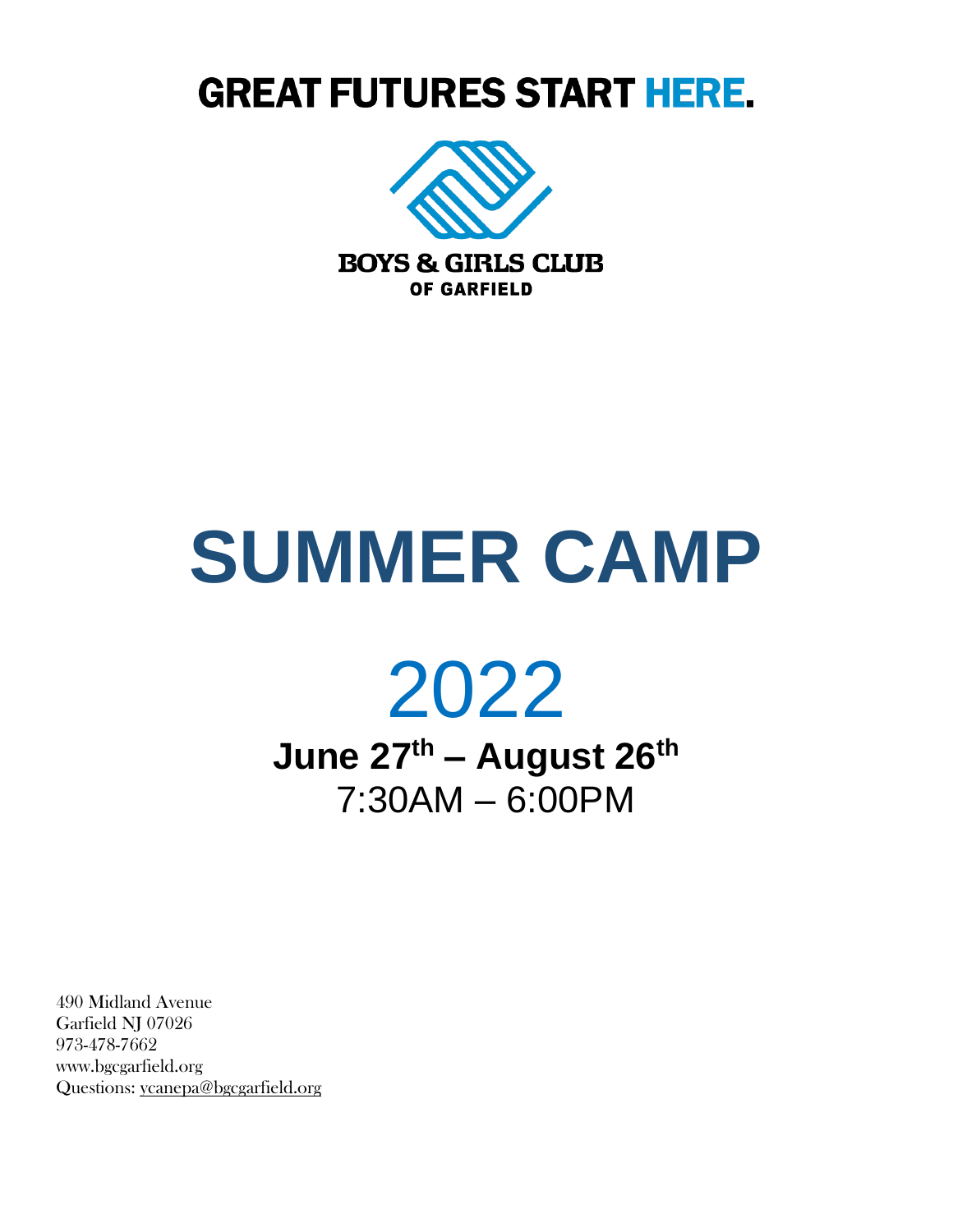# GREAT FUTURES START HERE.

**BOYS & GIRLS CLUB**
**OF GARFIELD**

# SUMMER CAMP

# 2022

**June 27th – August 26th**

7:30AM – 6:00PM

490 Midland Avenue
Garfield NJ 07026
973-478-7662
www.bgcgarfield.org
Questions: ycanepa@bgcgarfield.org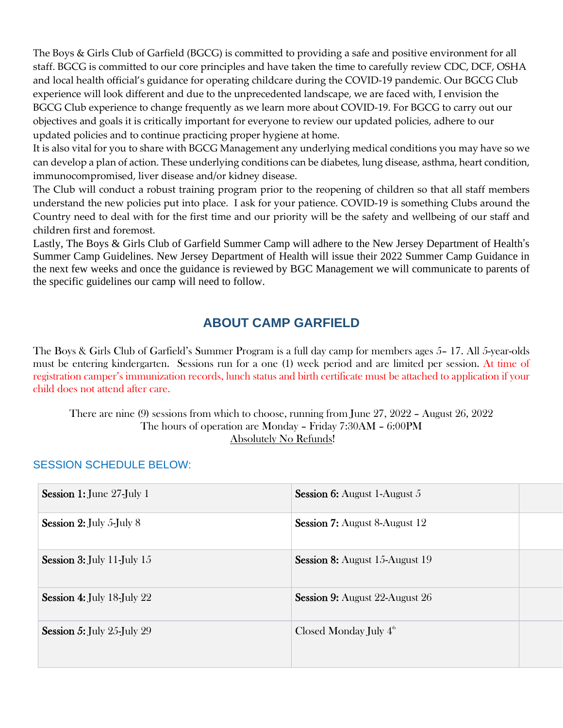The Boys & Girls Club of Garfield (BGCG) is committed to providing a safe and positive environment for all staff. BGCG is committed to our core principles and have taken the time to carefully review CDC, DCF, OSHA and local health official's guidance for operating childcare during the COVID-19 pandemic. Our BGCG Club experience will look different and due to the unprecedented landscape, we are faced with, I envision the BGCG Club experience to change frequently as we learn more about COVID-19. For BGCG to carry out our objectives and goals it is critically important for everyone to review our updated policies, adhere to our updated policies and to continue practicing proper hygiene at home.

It is also vital for you to share with BGCG Management any underlying medical conditions you may have so we can develop a plan of action. These underlying conditions can be diabetes, lung disease, asthma, heart condition, immunocompromised, liver disease and/or kidney disease.

The Club will conduct a robust training program prior to the reopening of children so that all staff members understand the new policies put into place. I ask for your patience. COVID-19 is something Clubs around the Country need to deal with for the first time and our priority will be the safety and wellbeing of our staff and children first and foremost.

Lastly, The Boys & Girls Club of Garfield Summer Camp will adhere to the New Jersey Department of Health's Summer Camp Guidelines. New Jersey Department of Health will issue their 2022 Summer Camp Guidance in the next few weeks and once the guidance is reviewed by BGC Management we will communicate to parents of the specific guidelines our camp will need to follow.

## ABOUT CAMP GARFIELD

The Boys & Girls Club of Garfield's Summer Program is a full day camp for members ages 5– 17. All 5-year-olds must be entering kindergarten. Sessions run for a one (1) week period and are limited per session. At time of registration camper's immunization records, lunch status and birth certificate must be attached to application if your child does not attend after care.

There are nine (9) sessions from which to choose, running from June 27, 2022 – August 26, 2022
The hours of operation are Monday – Friday 7:30AM – 6:00PM
Absolutely No Refunds!

### SESSION SCHEDULE BELOW:

| | | |
|---|---|---|
| **Session 1:** June 27-July 1 | **Session 6:** August 1-August 5 | |
| **Session 2:** July 5-July 8 | **Session 7:** August 8-August 12 | |
| **Session 3:** July 11-July 15 | **Session 8:** August 15-August 19 | |
| **Session 4:** July 18-July 22 | **Session 9:** August 22-August 26 | |
| **Session 5:** July 25-July 29 | Closed Monday July 4th | |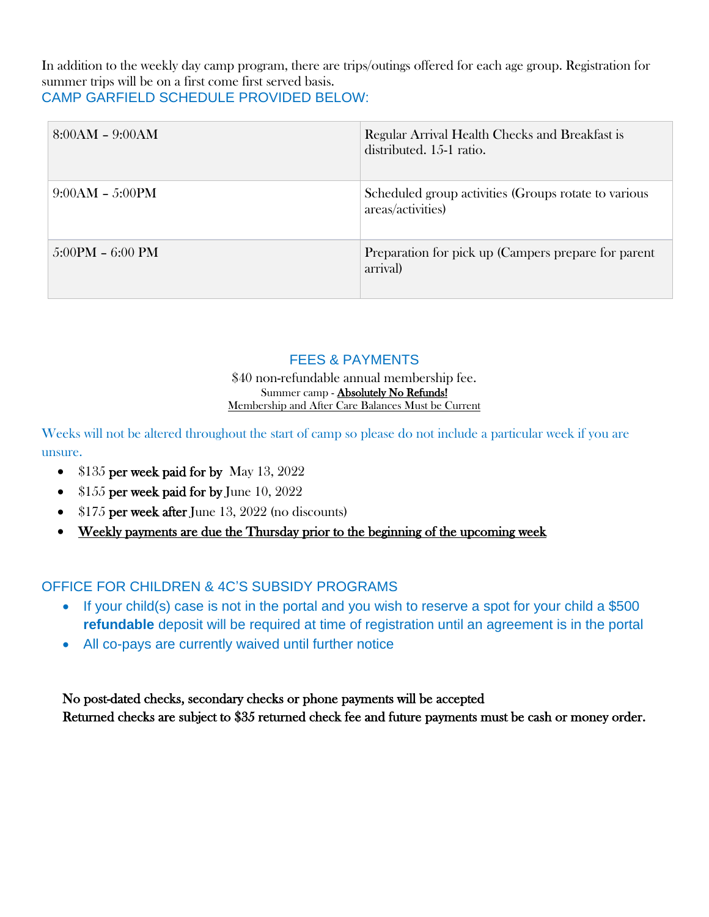In addition to the weekly day camp program, there are trips/outings offered for each age group. Registration for summer trips will be on a first come first served basis.

## CAMP GARFIELD SCHEDULE PROVIDED BELOW:

| | |
|---|---|
| 8:00AM – 9:00AM | Regular Arrival Health Checks and Breakfast is distributed. 15-1 ratio. |
| 9:00AM – 5:00PM | Scheduled group activities (Groups rotate to various areas/activities) |
| 5:00PM – 6:00 PM | Preparation for pick up (Campers prepare for parent arrival) |

## FEES & PAYMENTS

$40 non-refundable annual membership fee.

Summer camp - **Absolutely No Refunds!**

Membership and After Care Balances Must be Current

Weeks will not be altered throughout the start of camp so please do not include a particular week if you are unsure.

- $135 **per week paid for by** May 13, 2022
- $155 **per week paid for by** June 10, 2022
- $175 **per week after** June 13, 2022 (no discounts)
- **Weekly payments are due the Thursday prior to the beginning of the upcoming week**

## OFFICE FOR CHILDREN & 4C'S SUBSIDY PROGRAMS

- If your child(s) case is not in the portal and you wish to reserve a spot for your child a $500 **refundable** deposit will be required at time of registration until an agreement is in the portal
- All co-pays are currently waived until further notice

**No post-dated checks, secondary checks or phone payments will be accepted**

**Returned checks are subject to $35 returned check fee and future payments must be cash or money order.**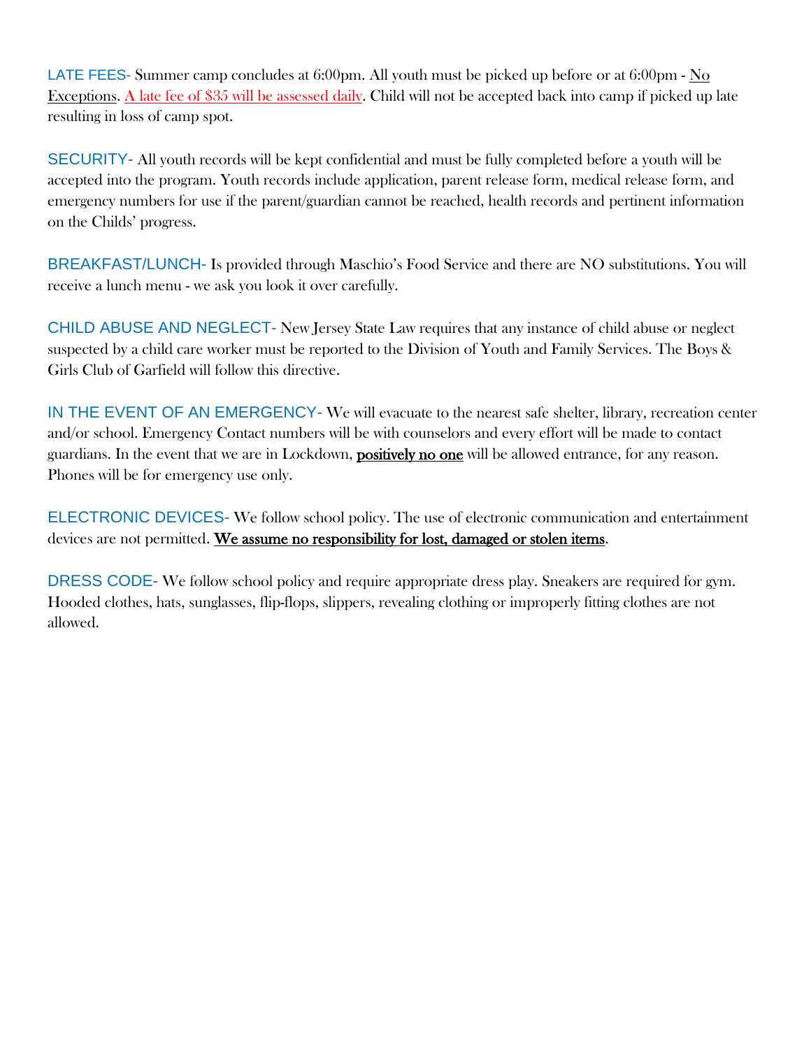**LATE FEES-** Summer camp concludes at 6:00pm. All youth must be picked up before or at 6:00pm - No Exceptions. A late fee of $35 will be assessed daily. Child will not be accepted back into camp if picked up late resulting in loss of camp spot.

**SECURITY-** All youth records will be kept confidential and must be fully completed before a youth will be accepted into the program. Youth records include application, parent release form, medical release form, and emergency numbers for use if the parent/guardian cannot be reached, health records and pertinent information on the Childs' progress.

**BREAKFAST/LUNCH-** Is provided through Maschio's Food Service and there are NO substitutions. You will receive a lunch menu - we ask you look it over carefully.

**CHILD ABUSE AND NEGLECT-** New Jersey State Law requires that any instance of child abuse or neglect suspected by a child care worker must be reported to the Division of Youth and Family Services. The Boys & Girls Club of Garfield will follow this directive.

**IN THE EVENT OF AN EMERGENCY-** We will evacuate to the nearest safe shelter, library, recreation center and/or school. Emergency Contact numbers will be with counselors and every effort will be made to contact guardians. In the event that we are in Lockdown, **positively no one** will be allowed entrance, for any reason. Phones will be for emergency use only.

**ELECTRONIC DEVICES-** We follow school policy. The use of electronic communication and entertainment devices are not permitted. **We assume no responsibility for lost, damaged or stolen items**.

**DRESS CODE-** We follow school policy and require appropriate dress play. Sneakers are required for gym. Hooded clothes, hats, sunglasses, flip-flops, slippers, revealing clothing or improperly fitting clothes are not allowed.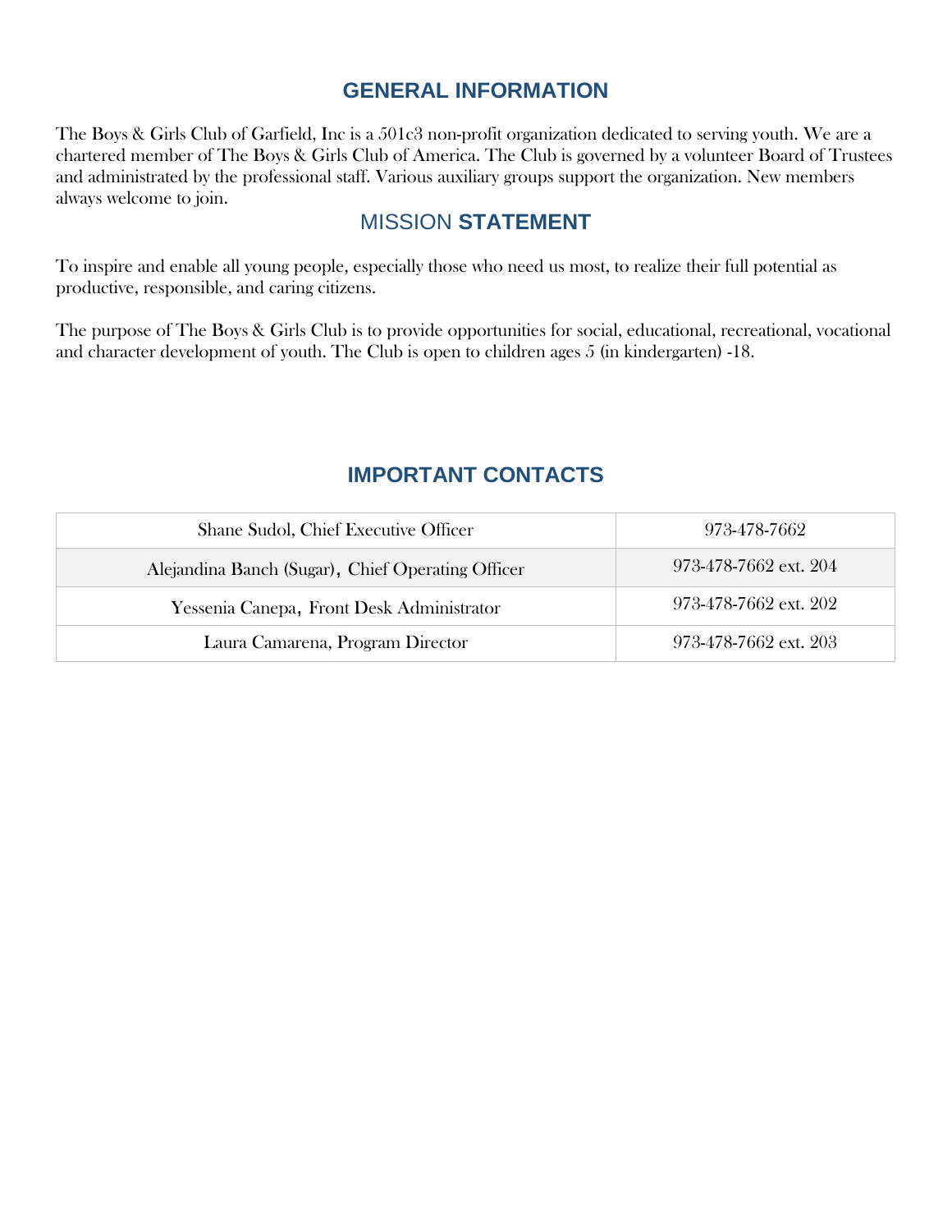## GENERAL INFORMATION

The Boys & Girls Club of Garfield, Inc is a 501c3 non-profit organization dedicated to serving youth. We are a chartered member of The Boys & Girls Club of America. The Club is governed by a volunteer Board of Trustees and administrated by the professional staff. Various auxiliary groups support the organization. New members always welcome to join.

## MISSION **STATEMENT**

To inspire and enable all young people, especially those who need us most, to realize their full potential as productive, responsible, and caring citizens.

The purpose of The Boys & Girls Club is to provide opportunities for social, educational, recreational, vocational and character development of youth. The Club is open to children ages 5 (in kindergarten) -18.

## IMPORTANT CONTACTS

| | |
|---|---|
| Shane Sudol, Chief Executive Officer | 973-478-7662 |
| Alejandina Banch (Sugar), Chief Operating Officer | 973-478-7662 ext. 204 |
| Yessenia Canepa, Front Desk Administrator | 973-478-7662 ext. 202 |
| Laura Camarena, Program Director | 973-478-7662 ext. 203 |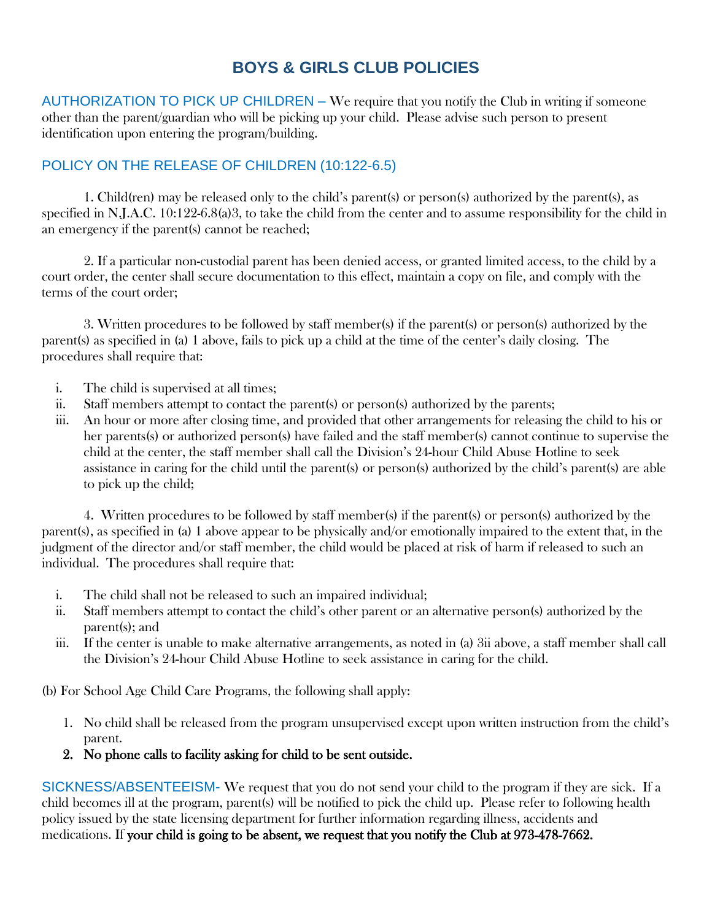# BOYS & GIRLS CLUB POLICIES

AUTHORIZATION TO PICK UP CHILDREN – We require that you notify the Club in writing if someone other than the parent/guardian who will be picking up your child. Please advise such person to present identification upon entering the program/building.

## POLICY ON THE RELEASE OF CHILDREN (10:122-6.5)

1. Child(ren) may be released only to the child's parent(s) or person(s) authorized by the parent(s), as specified in N.J.A.C. 10:122-6.8(a)3, to take the child from the center and to assume responsibility for the child in an emergency if the parent(s) cannot be reached;

2. If a particular non-custodial parent has been denied access, or granted limited access, to the child by a court order, the center shall secure documentation to this effect, maintain a copy on file, and comply with the terms of the court order;

3. Written procedures to be followed by staff member(s) if the parent(s) or person(s) authorized by the parent(s) as specified in (a) 1 above, fails to pick up a child at the time of the center's daily closing. The procedures shall require that:

   i. The child is supervised at all times;
   ii. Staff members attempt to contact the parent(s) or person(s) authorized by the parents;
   iii. An hour or more after closing time, and provided that other arrangements for releasing the child to his or her parents(s) or authorized person(s) have failed and the staff member(s) cannot continue to supervise the child at the center, the staff member shall call the Division's 24-hour Child Abuse Hotline to seek assistance in caring for the child until the parent(s) or person(s) authorized by the child's parent(s) are able to pick up the child;

4. Written procedures to be followed by staff member(s) if the parent(s) or person(s) authorized by the parent(s), as specified in (a) 1 above appear to be physically and/or emotionally impaired to the extent that, in the judgment of the director and/or staff member, the child would be placed at risk of harm if released to such an individual. The procedures shall require that:

   i. The child shall not be released to such an impaired individual;
   ii. Staff members attempt to contact the child's other parent or an alternative person(s) authorized by the parent(s); and
   iii. If the center is unable to make alternative arrangements, as noted in (a) 3ii above, a staff member shall call the Division's 24-hour Child Abuse Hotline to seek assistance in caring for the child.

(b) For School Age Child Care Programs, the following shall apply:

1. No child shall be released from the program unsupervised except upon written instruction from the child's parent.
2. **No phone calls to facility asking for child to be sent outside.**

SICKNESS/ABSENTEEISM- We request that you do not send your child to the program if they are sick. If a child becomes ill at the program, parent(s) will be notified to pick the child up. Please refer to following health policy issued by the state licensing department for further information regarding illness, accidents and medications. If **your child is going to be absent, we request that you notify the Club at 973-478-7662.**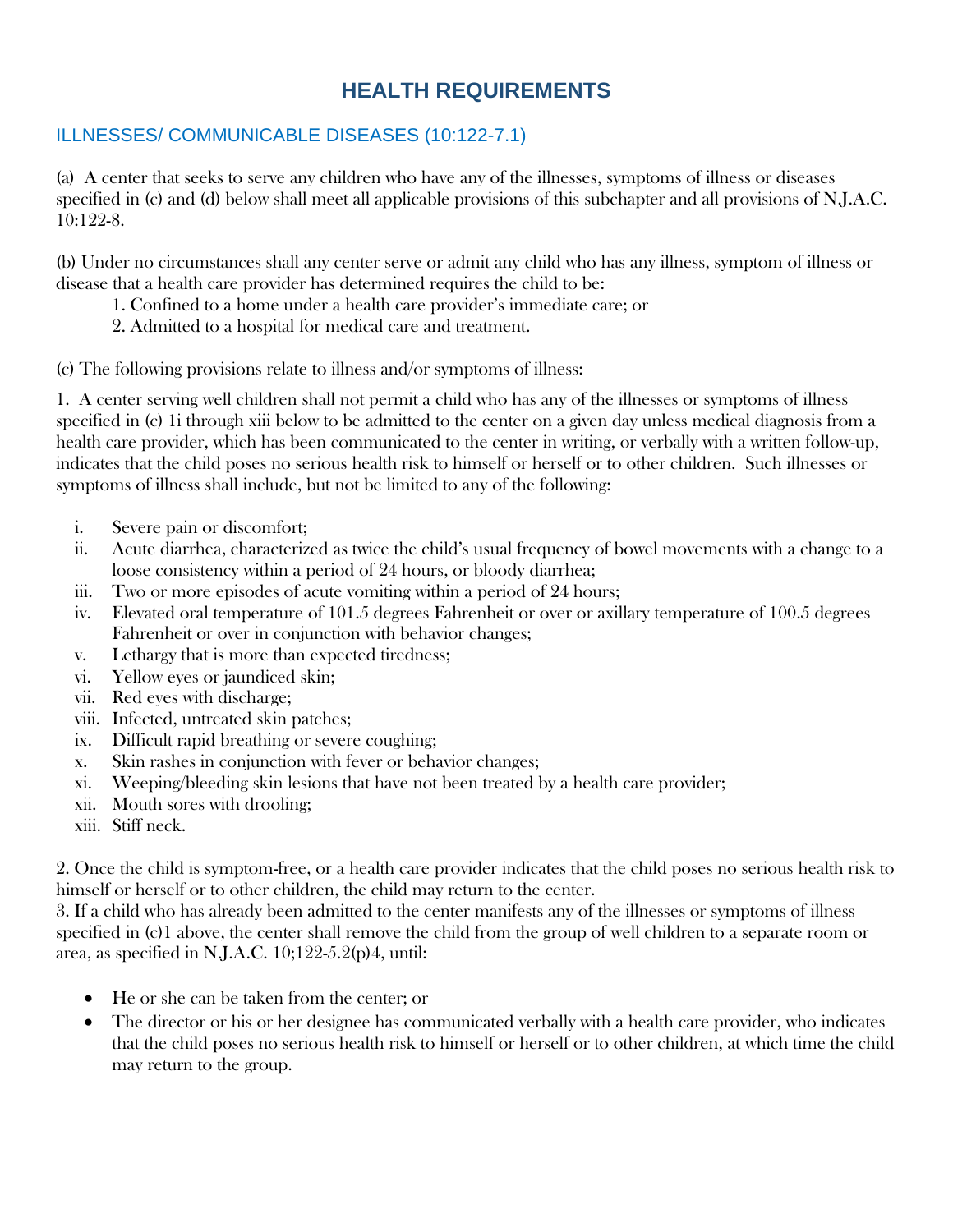# HEALTH REQUIREMENTS

## ILLNESSES/ COMMUNICABLE DISEASES (10:122-7.1)

(a) A center that seeks to serve any children who have any of the illnesses, symptoms of illness or diseases specified in (c) and (d) below shall meet all applicable provisions of this subchapter and all provisions of N.J.A.C. 10:122-8.

(b) Under no circumstances shall any center serve or admit any child who has any illness, symptom of illness or disease that a health care provider has determined requires the child to be:

1. Confined to a home under a health care provider's immediate care; or
2. Admitted to a hospital for medical care and treatment.

(c) The following provisions relate to illness and/or symptoms of illness:

1. A center serving well children shall not permit a child who has any of the illnesses or symptoms of illness specified in (c) 1i through xiii below to be admitted to the center on a given day unless medical diagnosis from a health care provider, which has been communicated to the center in writing, or verbally with a written follow-up, indicates that the child poses no serious health risk to himself or herself or to other children. Such illnesses or symptoms of illness shall include, but not be limited to any of the following:

   i. Severe pain or discomfort;
   ii. Acute diarrhea, characterized as twice the child's usual frequency of bowel movements with a change to a loose consistency within a period of 24 hours, or bloody diarrhea;
   iii. Two or more episodes of acute vomiting within a period of 24 hours;
   iv. Elevated oral temperature of 101.5 degrees Fahrenheit or over or axillary temperature of 100.5 degrees Fahrenheit or over in conjunction with behavior changes;
   v. Lethargy that is more than expected tiredness;
   vi. Yellow eyes or jaundiced skin;
   vii. Red eyes with discharge;
   viii. Infected, untreated skin patches;
   ix. Difficult rapid breathing or severe coughing;
   x. Skin rashes in conjunction with fever or behavior changes;
   xi. Weeping/bleeding skin lesions that have not been treated by a health care provider;
   xii. Mouth sores with drooling;
   xiii. Stiff neck.

2. Once the child is symptom-free, or a health care provider indicates that the child poses no serious health risk to himself or herself or to other children, the child may return to the center.

3. If a child who has already been admitted to the center manifests any of the illnesses or symptoms of illness specified in (c)1 above, the center shall remove the child from the group of well children to a separate room or area, as specified in N.J.A.C. 10;122-5.2(p)4, until:

- He or she can be taken from the center; or
- The director or his or her designee has communicated verbally with a health care provider, who indicates that the child poses no serious health risk to himself or herself or to other children, at which time the child may return to the group.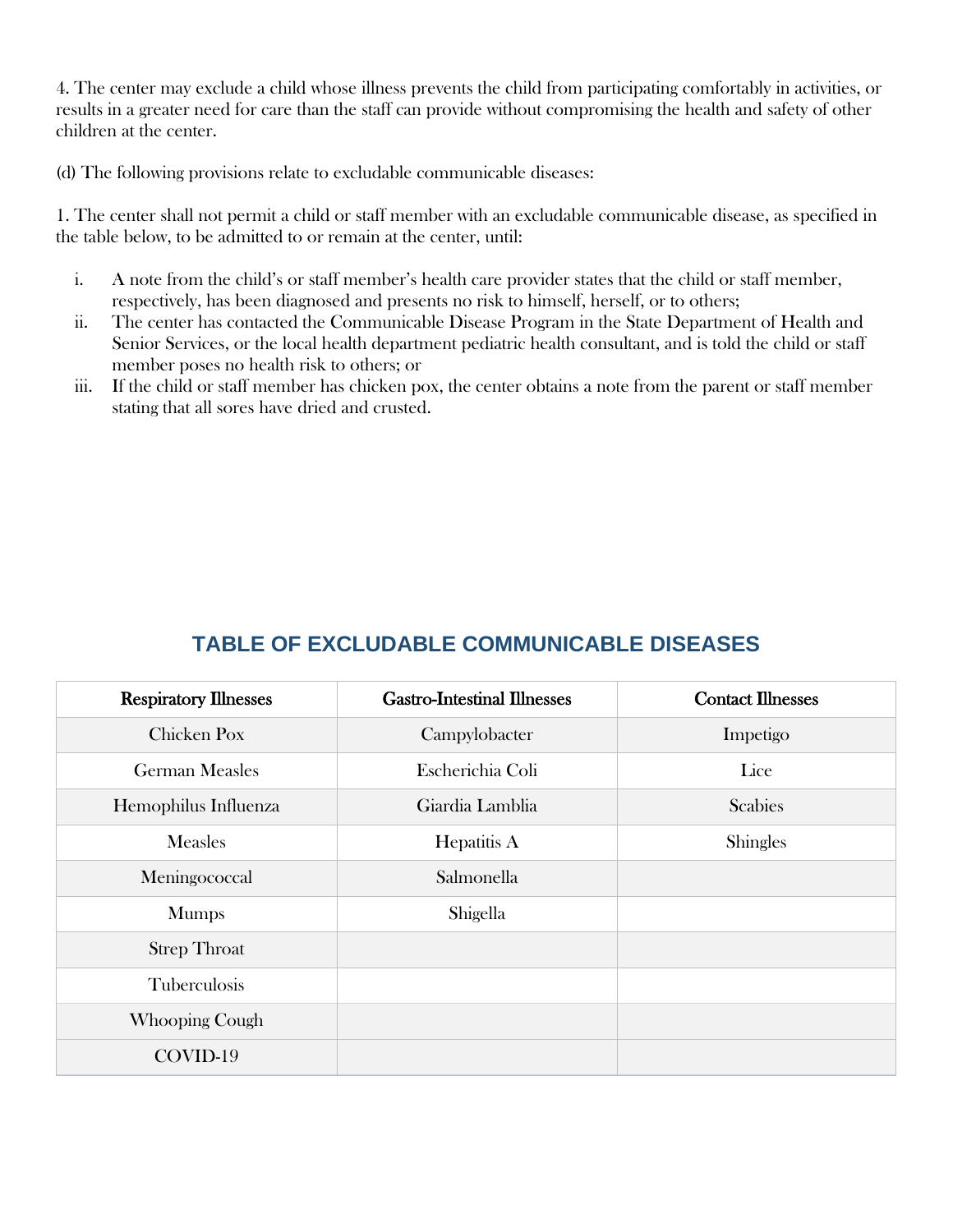4. The center may exclude a child whose illness prevents the child from participating comfortably in activities, or results in a greater need for care than the staff can provide without compromising the health and safety of other children at the center.

(d) The following provisions relate to excludable communicable diseases:

1. The center shall not permit a child or staff member with an excludable communicable disease, as specified in the table below, to be admitted to or remain at the center, until:

   i. A note from the child's or staff member's health care provider states that the child or staff member, respectively, has been diagnosed and presents no risk to himself, herself, or to others;
   ii. The center has contacted the Communicable Disease Program in the State Department of Health and Senior Services, or the local health department pediatric health consultant, and is told the child or staff member poses no health risk to others; or
   iii. If the child or staff member has chicken pox, the center obtains a note from the parent or staff member stating that all sores have dried and crusted.

## TABLE OF EXCLUDABLE COMMUNICABLE DISEASES

| Respiratory Illnesses | Gastro-Intestinal Illnesses | Contact Illnesses |
|---|---|---|
| Chicken Pox | Campylobacter | Impetigo |
| German Measles | Escherichia Coli | Lice |
| Hemophilus Influenza | Giardia Lamblia | Scabies |
| Measles | Hepatitis A | Shingles |
| Meningococcal | Salmonella | |
| Mumps | Shigella | |
| Strep Throat | | |
| Tuberculosis | | |
| Whooping Cough | | |
| COVID-19 | | |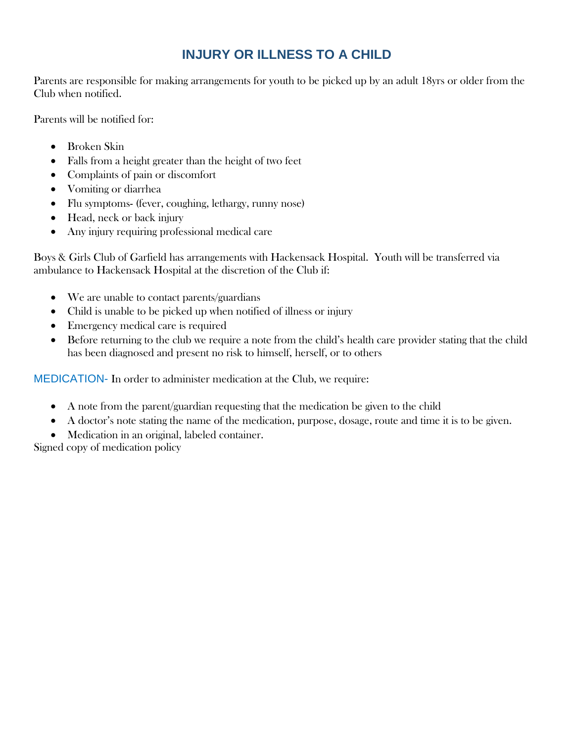# INJURY OR ILLNESS TO A CHILD

Parents are responsible for making arrangements for youth to be picked up by an adult 18yrs or older from the Club when notified.

Parents will be notified for:

- Broken Skin
- Falls from a height greater than the height of two feet
- Complaints of pain or discomfort
- Vomiting or diarrhea
- Flu symptoms- (fever, coughing, lethargy, runny nose)
- Head, neck or back injury
- Any injury requiring professional medical care

Boys & Girls Club of Garfield has arrangements with Hackensack Hospital. Youth will be transferred via ambulance to Hackensack Hospital at the discretion of the Club if:

- We are unable to contact parents/guardians
- Child is unable to be picked up when notified of illness or injury
- Emergency medical care is required
- Before returning to the club we require a note from the child's health care provider stating that the child has been diagnosed and present no risk to himself, herself, or to others

MEDICATION- In order to administer medication at the Club, we require:

- A note from the parent/guardian requesting that the medication be given to the child
- A doctor's note stating the name of the medication, purpose, dosage, route and time it is to be given.
- Medication in an original, labeled container.

Signed copy of medication policy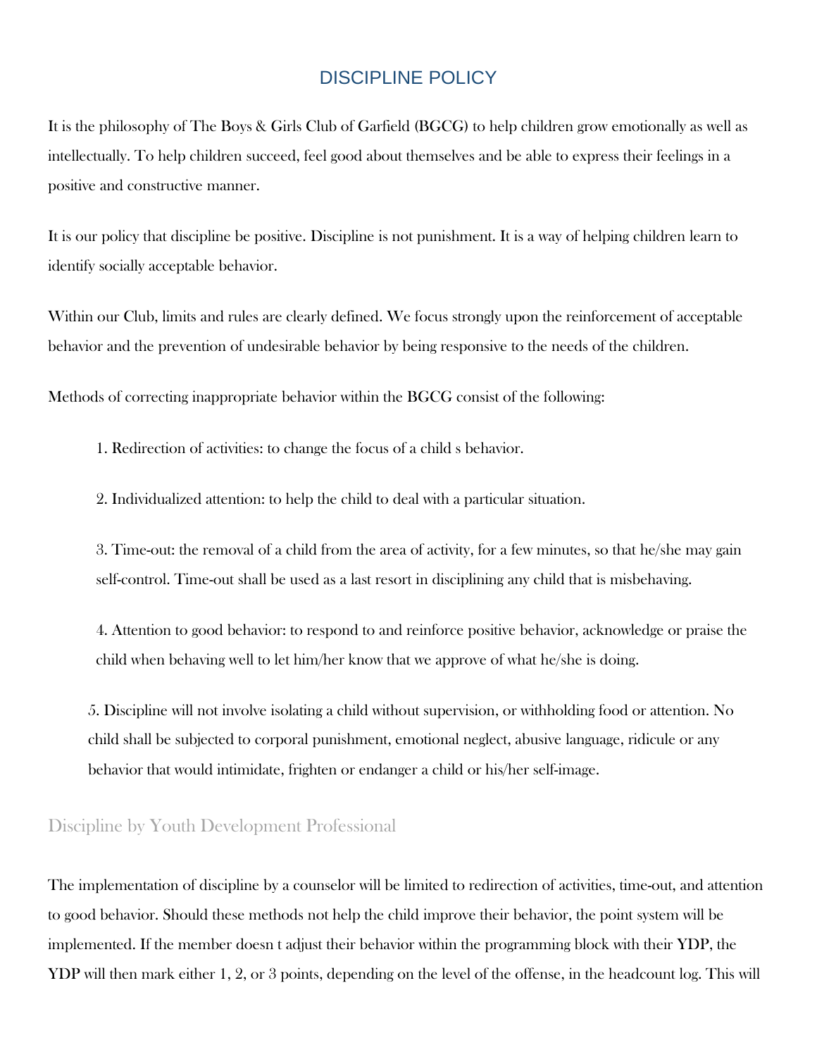# DISCIPLINE POLICY

It is the philosophy of The Boys & Girls Club of Garfield (BGCG) to help children grow emotionally as well as intellectually. To help children succeed, feel good about themselves and be able to express their feelings in a positive and constructive manner.

It is our policy that discipline be positive. Discipline is not punishment. It is a way of helping children learn to identify socially acceptable behavior.

Within our Club, limits and rules are clearly defined. We focus strongly upon the reinforcement of acceptable behavior and the prevention of undesirable behavior by being responsive to the needs of the children.

Methods of correcting inappropriate behavior within the BGCG consist of the following:

1. Redirection of activities: to change the focus of a child s behavior.

2. Individualized attention: to help the child to deal with a particular situation.

3. Time-out: the removal of a child from the area of activity, for a few minutes, so that he/she may gain self-control. Time-out shall be used as a last resort in disciplining any child that is misbehaving.

4. Attention to good behavior: to respond to and reinforce positive behavior, acknowledge or praise the child when behaving well to let him/her know that we approve of what he/she is doing.

5. Discipline will not involve isolating a child without supervision, or withholding food or attention. No child shall be subjected to corporal punishment, emotional neglect, abusive language, ridicule or any behavior that would intimidate, frighten or endanger a child or his/her self-image.

## Discipline by Youth Development Professional

The implementation of discipline by a counselor will be limited to redirection of activities, time-out, and attention to good behavior. Should these methods not help the child improve their behavior, the point system will be implemented. If the member doesn t adjust their behavior within the programming block with their **YDP**, the **YDP** will then mark either 1, 2, or 3 points, depending on the level of the offense, in the headcount log. This will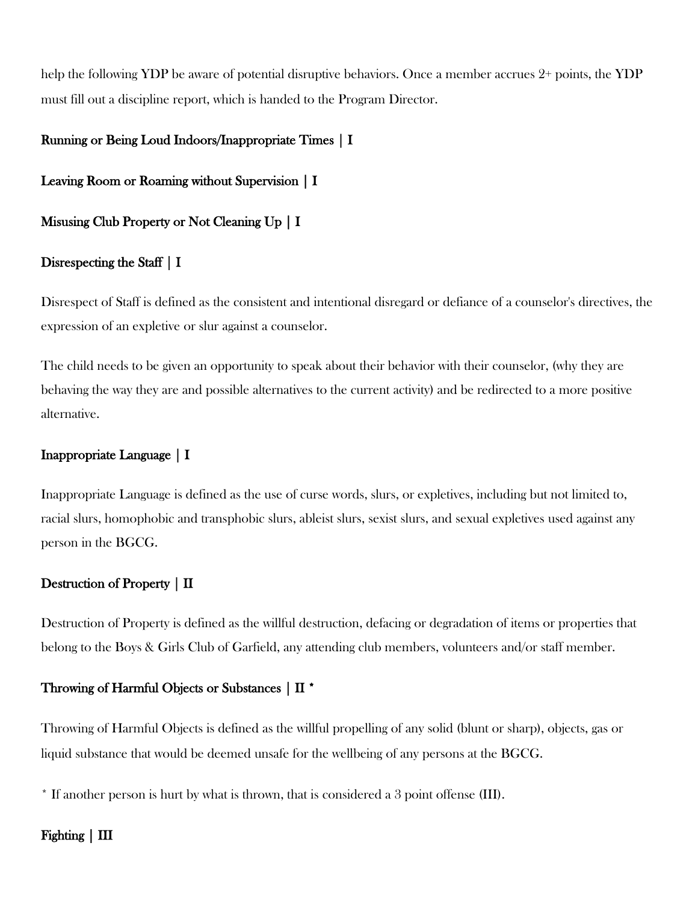help the following YDP be aware of potential disruptive behaviors. Once a member accrues 2+ points, the YDP must fill out a discipline report, which is handed to the Program Director.

**Running or Being Loud Indoors/Inappropriate Times | I**

**Leaving Room or Roaming without Supervision | I**

**Misusing Club Property or Not Cleaning Up | I**

**Disrespecting the Staff | I**

Disrespect of Staff is defined as the consistent and intentional disregard or defiance of a counselor's directives, the expression of an expletive or slur against a counselor.

The child needs to be given an opportunity to speak about their behavior with their counselor, (why they are behaving the way they are and possible alternatives to the current activity) and be redirected to a more positive alternative.

**Inappropriate Language | I**

Inappropriate Language is defined as the use of curse words, slurs, or expletives, including but not limited to, racial slurs, homophobic and transphobic slurs, ableist slurs, sexist slurs, and sexual expletives used against any person in the BGCG.

**Destruction of Property | II**

Destruction of Property is defined as the willful destruction, defacing or degradation of items or properties that belong to the Boys & Girls Club of Garfield, any attending club members, volunteers and/or staff member.

**Throwing of Harmful Objects or Substances | II \***

Throwing of Harmful Objects is defined as the willful propelling of any solid (blunt or sharp), objects, gas or liquid substance that would be deemed unsafe for the wellbeing of any persons at the BGCG.

\* If another person is hurt by what is thrown, that is considered a 3 point offense (III).

**Fighting | III**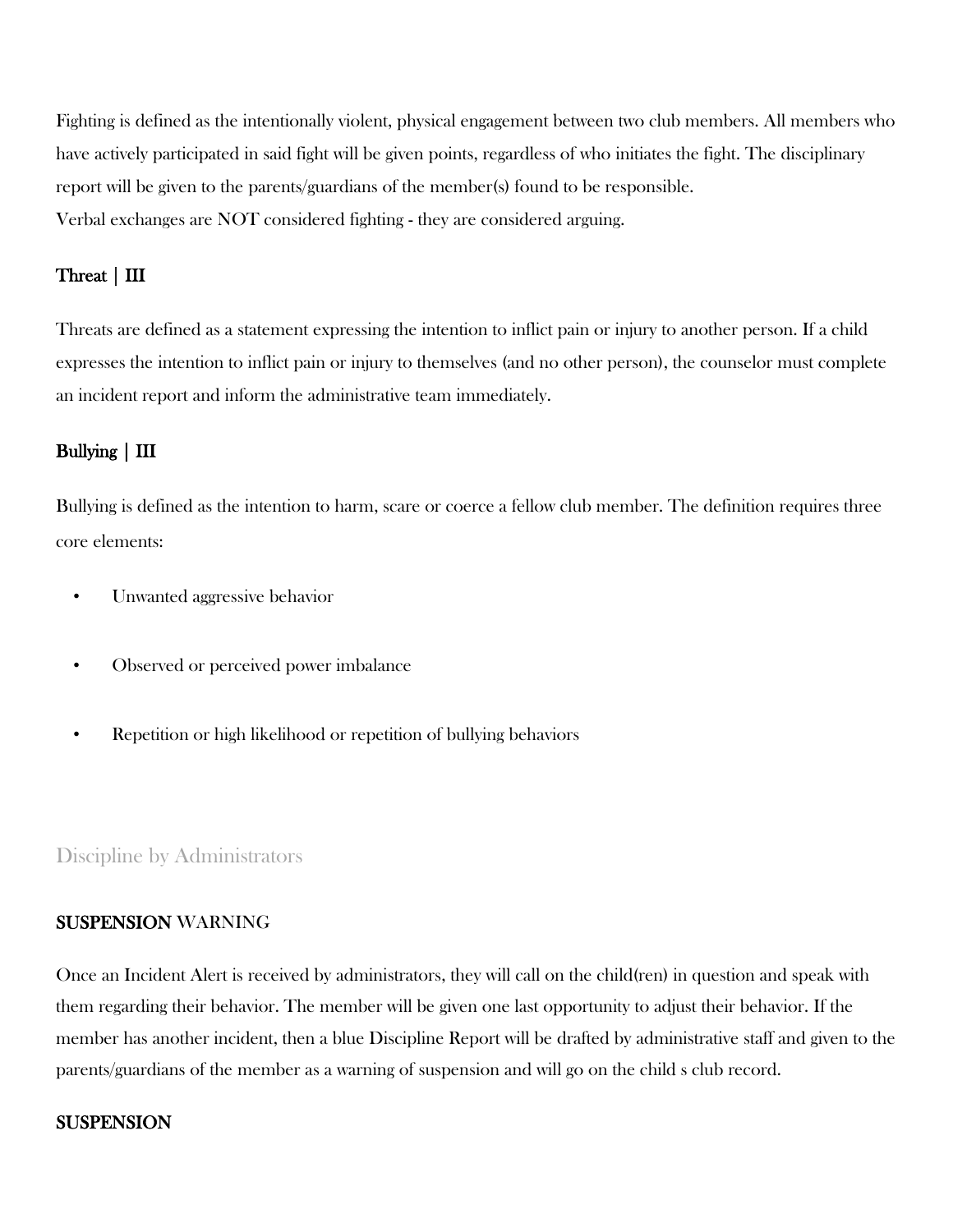Fighting is defined as the intentionally violent, physical engagement between two club members. All members who have actively participated in said fight will be given points, regardless of who initiates the fight. The disciplinary report will be given to the parents/guardians of the member(s) found to be responsible.
Verbal exchanges are NOT considered fighting - they are considered arguing.

### Threat | III

Threats are defined as a statement expressing the intention to inflict pain or injury to another person. If a child expresses the intention to inflict pain or injury to themselves (and no other person), the counselor must complete an incident report and inform the administrative team immediately.

### Bullying | III

Bullying is defined as the intention to harm, scare or coerce a fellow club member. The definition requires three core elements:

- Unwanted aggressive behavior
- Observed or perceived power imbalance
- Repetition or high likelihood or repetition of bullying behaviors

## Discipline by Administrators

### SUSPENSION WARNING

Once an Incident Alert is received by administrators, they will call on the child(ren) in question and speak with them regarding their behavior. The member will be given one last opportunity to adjust their behavior. If the member has another incident, then a blue Discipline Report will be drafted by administrative staff and given to the parents/guardians of the member as a warning of suspension and will go on the child s club record.

### SUSPENSION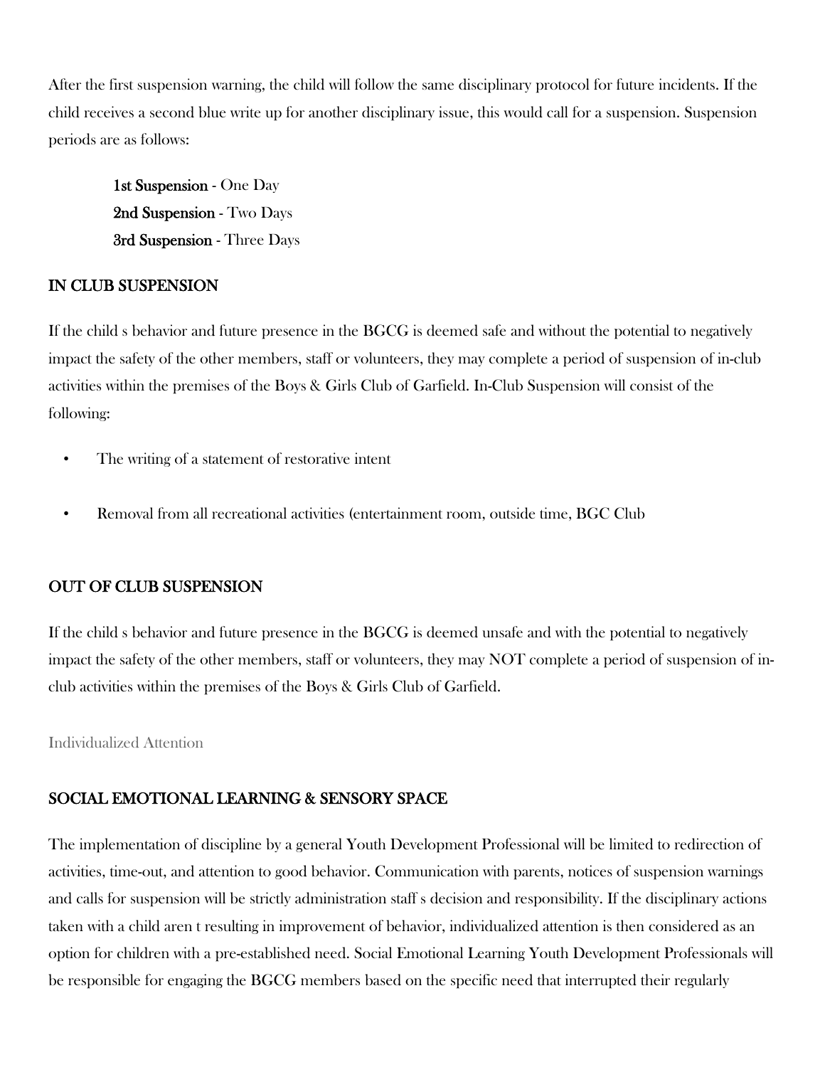After the first suspension warning, the child will follow the same disciplinary protocol for future incidents. If the child receives a second blue write up for another disciplinary issue, this would call for a suspension. Suspension periods are as follows:

**1st Suspension** - One Day
**2nd Suspension** - Two Days
**3rd Suspension** - Three Days

## IN CLUB SUSPENSION

If the child s behavior and future presence in the BGCG is deemed safe and without the potential to negatively impact the safety of the other members, staff or volunteers, they may complete a period of suspension of in-club activities within the premises of the Boys & Girls Club of Garfield. In-Club Suspension will consist of the following:

- The writing of a statement of restorative intent
- Removal from all recreational activities (entertainment room, outside time, BGC Club

## OUT OF CLUB SUSPENSION

If the child s behavior and future presence in the BGCG is deemed unsafe and with the potential to negatively impact the safety of the other members, staff or volunteers, they may NOT complete a period of suspension of in-club activities within the premises of the Boys & Girls Club of Garfield.

Individualized Attention

## SOCIAL EMOTIONAL LEARNING & SENSORY SPACE

The implementation of discipline by a general Youth Development Professional will be limited to redirection of activities, time-out, and attention to good behavior. Communication with parents, notices of suspension warnings and calls for suspension will be strictly administration staff s decision and responsibility. If the disciplinary actions taken with a child aren t resulting in improvement of behavior, individualized attention is then considered as an option for children with a pre-established need. Social Emotional Learning Youth Development Professionals will be responsible for engaging the BGCG members based on the specific need that interrupted their regularly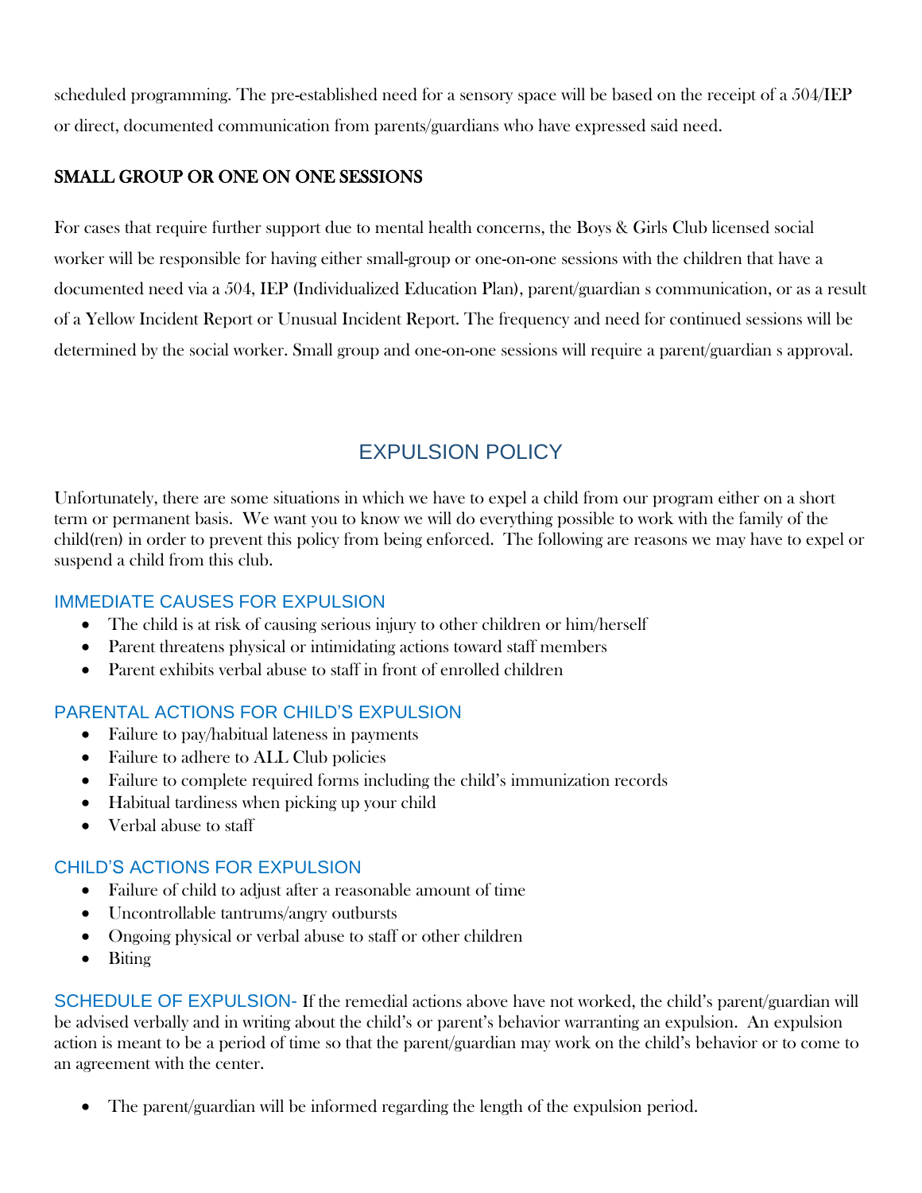scheduled programming. The pre-established need for a sensory space will be based on the receipt of a 504/IEP or direct, documented communication from parents/guardians who have expressed said need.

### SMALL GROUP OR ONE ON ONE SESSIONS

For cases that require further support due to mental health concerns, the Boys & Girls Club licensed social worker will be responsible for having either small-group or one-on-one sessions with the children that have a documented need via a 504, IEP (Individualized Education Plan), parent/guardian s communication, or as a result of a Yellow Incident Report or Unusual Incident Report. The frequency and need for continued sessions will be determined by the social worker. Small group and one-on-one sessions will require a parent/guardian s approval.

## EXPULSION POLICY

Unfortunately, there are some situations in which we have to expel a child from our program either on a short term or permanent basis. We want you to know we will do everything possible to work with the family of the child(ren) in order to prevent this policy from being enforced. The following are reasons we may have to expel or suspend a child from this club.

### IMMEDIATE CAUSES FOR EXPULSION

- The child is at risk of causing serious injury to other children or him/herself
- Parent threatens physical or intimidating actions toward staff members
- Parent exhibits verbal abuse to staff in front of enrolled children

### PARENTAL ACTIONS FOR CHILD'S EXPULSION

- Failure to pay/habitual lateness in payments
- Failure to adhere to ALL Club policies
- Failure to complete required forms including the child's immunization records
- Habitual tardiness when picking up your child
- Verbal abuse to staff

### CHILD'S ACTIONS FOR EXPULSION

- Failure of child to adjust after a reasonable amount of time
- Uncontrollable tantrums/angry outbursts
- Ongoing physical or verbal abuse to staff or other children
- Biting

**SCHEDULE OF EXPULSION-** If the remedial actions above have not worked, the child's parent/guardian will be advised verbally and in writing about the child's or parent's behavior warranting an expulsion. An expulsion action is meant to be a period of time so that the parent/guardian may work on the child's behavior or to come to an agreement with the center.

- The parent/guardian will be informed regarding the length of the expulsion period.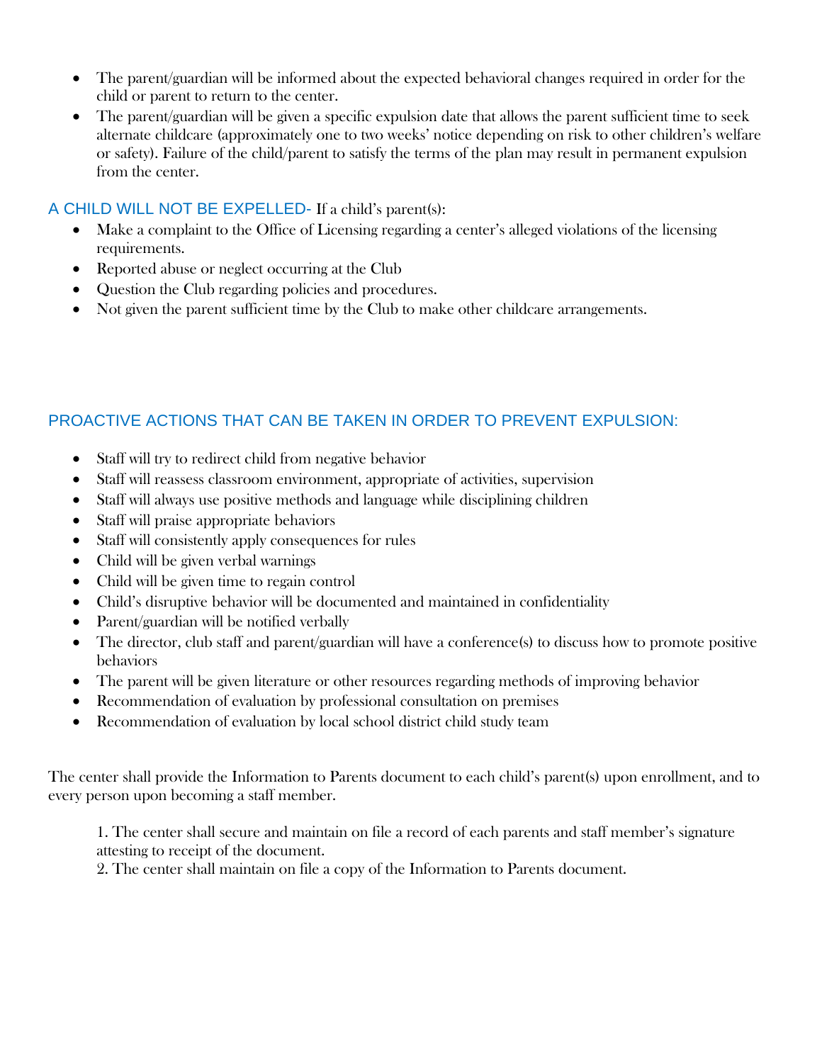- The parent/guardian will be informed about the expected behavioral changes required in order for the child or parent to return to the center.
- The parent/guardian will be given a specific expulsion date that allows the parent sufficient time to seek alternate childcare (approximately one to two weeks' notice depending on risk to other children's welfare or safety). Failure of the child/parent to satisfy the terms of the plan may result in permanent expulsion from the center.

## A CHILD WILL NOT BE EXPELLED- If a child's parent(s):

- Make a complaint to the Office of Licensing regarding a center's alleged violations of the licensing requirements.
- Reported abuse or neglect occurring at the Club
- Question the Club regarding policies and procedures.
- Not given the parent sufficient time by the Club to make other childcare arrangements.

## PROACTIVE ACTIONS THAT CAN BE TAKEN IN ORDER TO PREVENT EXPULSION:

- Staff will try to redirect child from negative behavior
- Staff will reassess classroom environment, appropriate of activities, supervision
- Staff will always use positive methods and language while disciplining children
- Staff will praise appropriate behaviors
- Staff will consistently apply consequences for rules
- Child will be given verbal warnings
- Child will be given time to regain control
- Child's disruptive behavior will be documented and maintained in confidentiality
- Parent/guardian will be notified verbally
- The director, club staff and parent/guardian will have a conference(s) to discuss how to promote positive behaviors
- The parent will be given literature or other resources regarding methods of improving behavior
- Recommendation of evaluation by professional consultation on premises
- Recommendation of evaluation by local school district child study team

The center shall provide the Information to Parents document to each child's parent(s) upon enrollment, and to every person upon becoming a staff member.

1. The center shall secure and maintain on file a record of each parents and staff member's signature attesting to receipt of the document.
2. The center shall maintain on file a copy of the Information to Parents document.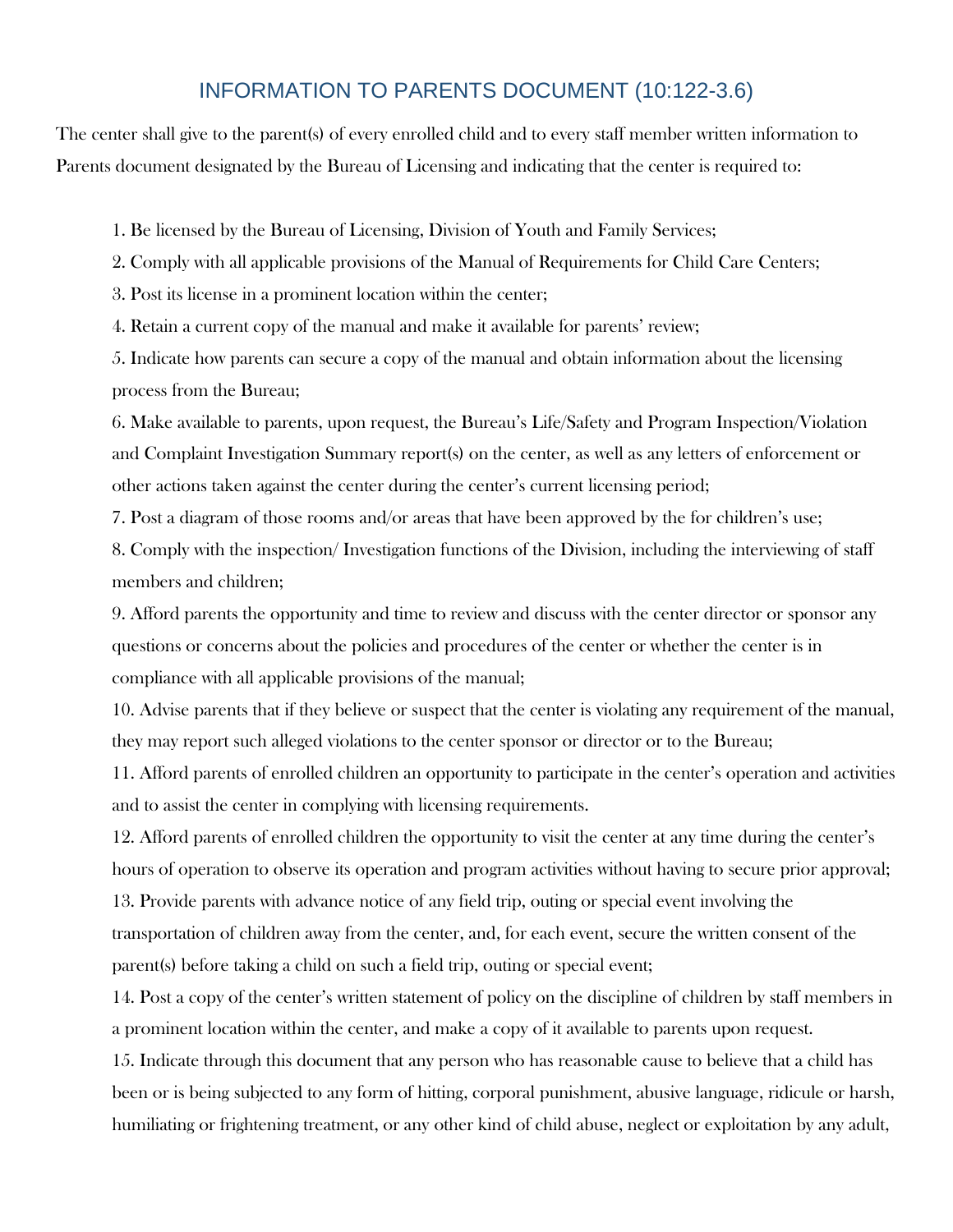## INFORMATION TO PARENTS DOCUMENT (10:122-3.6)

The center shall give to the parent(s) of every enrolled child and to every staff member written information to Parents document designated by the Bureau of Licensing and indicating that the center is required to:

1. Be licensed by the Bureau of Licensing, Division of Youth and Family Services;
2. Comply with all applicable provisions of the Manual of Requirements for Child Care Centers;
3. Post its license in a prominent location within the center;
4. Retain a current copy of the manual and make it available for parents' review;
5. Indicate how parents can secure a copy of the manual and obtain information about the licensing process from the Bureau;
6. Make available to parents, upon request, the Bureau's Life/Safety and Program Inspection/Violation and Complaint Investigation Summary report(s) on the center, as well as any letters of enforcement or other actions taken against the center during the center's current licensing period;
7. Post a diagram of those rooms and/or areas that have been approved by the for children's use;
8. Comply with the inspection/ Investigation functions of the Division, including the interviewing of staff members and children;
9. Afford parents the opportunity and time to review and discuss with the center director or sponsor any questions or concerns about the policies and procedures of the center or whether the center is in compliance with all applicable provisions of the manual;
10. Advise parents that if they believe or suspect that the center is violating any requirement of the manual, they may report such alleged violations to the center sponsor or director or to the Bureau;
11. Afford parents of enrolled children an opportunity to participate in the center's operation and activities and to assist the center in complying with licensing requirements.
12. Afford parents of enrolled children the opportunity to visit the center at any time during the center's hours of operation to observe its operation and program activities without having to secure prior approval;
13. Provide parents with advance notice of any field trip, outing or special event involving the transportation of children away from the center, and, for each event, secure the written consent of the parent(s) before taking a child on such a field trip, outing or special event;
14. Post a copy of the center's written statement of policy on the discipline of children by staff members in a prominent location within the center, and make a copy of it available to parents upon request.
15. Indicate through this document that any person who has reasonable cause to believe that a child has been or is being subjected to any form of hitting, corporal punishment, abusive language, ridicule or harsh, humiliating or frightening treatment, or any other kind of child abuse, neglect or exploitation by any adult,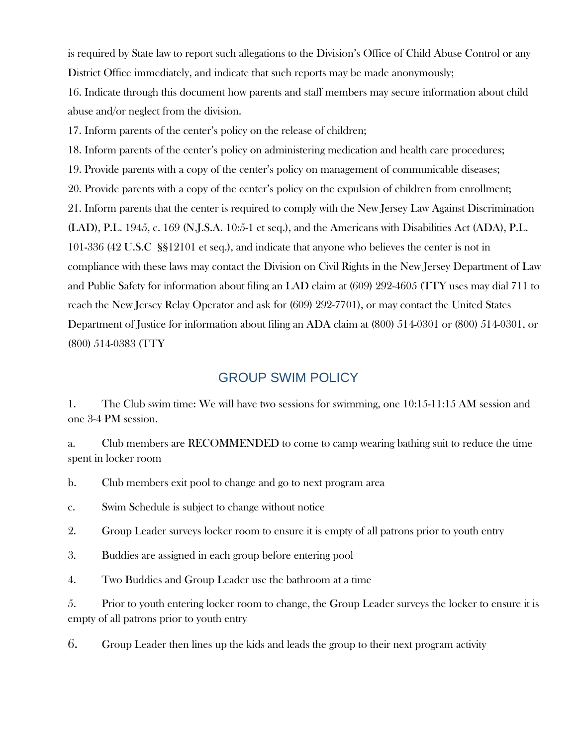is required by State law to report such allegations to the Division's Office of Child Abuse Control or any District Office immediately, and indicate that such reports may be made anonymously;

16. Indicate through this document how parents and staff members may secure information about child abuse and/or neglect from the division.

17. Inform parents of the center's policy on the release of children;

18. Inform parents of the center's policy on administering medication and health care procedures;

19. Provide parents with a copy of the center's policy on management of communicable diseases;

20. Provide parents with a copy of the center's policy on the expulsion of children from enrollment;

21. Inform parents that the center is required to comply with the New Jersey Law Against Discrimination (LAD), P.L. 1945, c. 169 (N.J.S.A. 10:5-1 et seq.), and the Americans with Disabilities Act (ADA), P.L. 101-336 (42 U.S.C §§12101 et seq.), and indicate that anyone who believes the center is not in compliance with these laws may contact the Division on Civil Rights in the New Jersey Department of Law and Public Safety for information about filing an LAD claim at (609) 292-4605 (TTY uses may dial 711 to reach the New Jersey Relay Operator and ask for (609) 292-7701), or may contact the United States Department of Justice for information about filing an ADA claim at (800) 514-0301 or (800) 514-0301, or (800) 514-0383 (TTY

## GROUP SWIM POLICY

1. The Club swim time: We will have two sessions for swimming, one 10:15-11:15 AM session and one 3-4 PM session.

a. Club members are RECOMMENDED to come to camp wearing bathing suit to reduce the time spent in locker room

b. Club members exit pool to change and go to next program area

c. Swim Schedule is subject to change without notice

2. Group Leader surveys locker room to ensure it is empty of all patrons prior to youth entry

3. Buddies are assigned in each group before entering pool

4. Two Buddies and Group Leader use the bathroom at a time

5. Prior to youth entering locker room to change, the Group Leader surveys the locker to ensure it is empty of all patrons prior to youth entry

6. Group Leader then lines up the kids and leads the group to their next program activity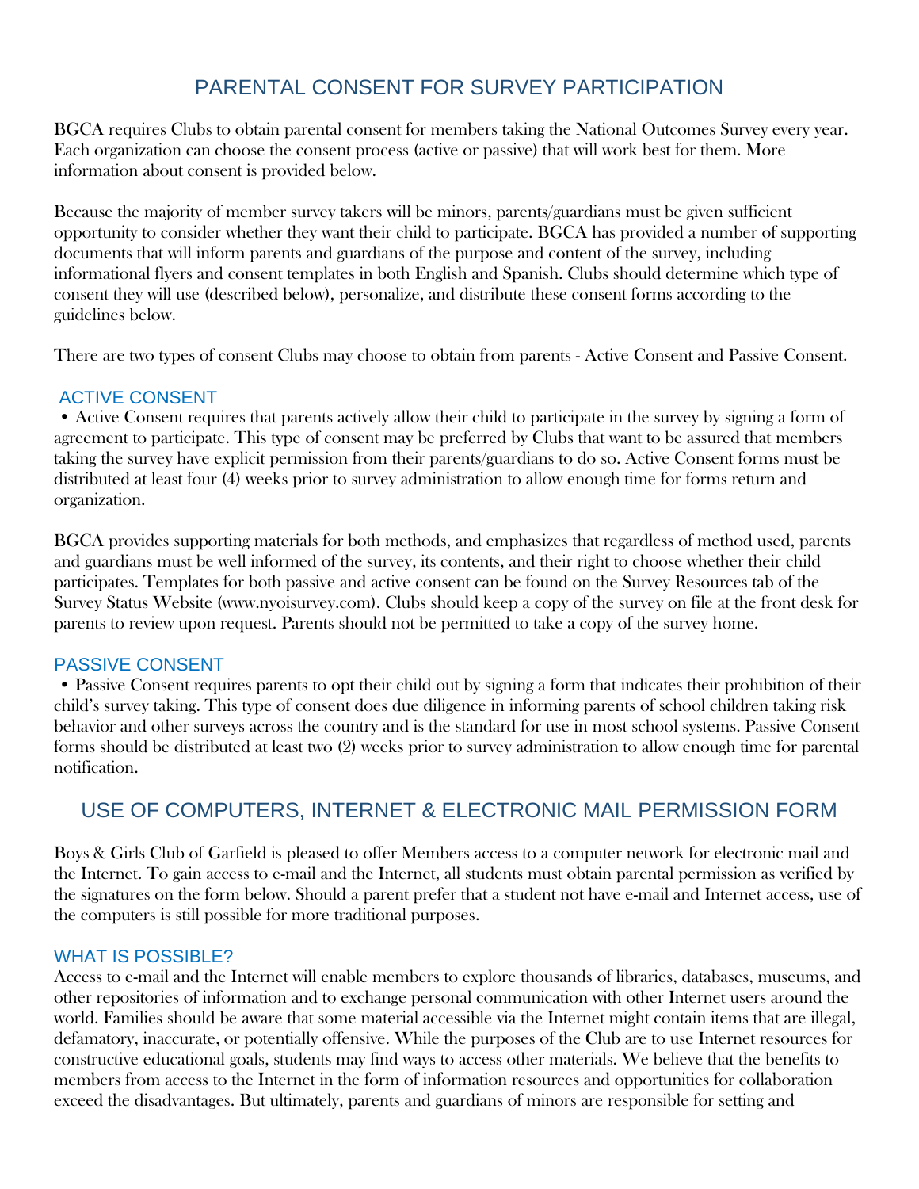## PARENTAL CONSENT FOR SURVEY PARTICIPATION

BGCA requires Clubs to obtain parental consent for members taking the National Outcomes Survey every year. Each organization can choose the consent process (active or passive) that will work best for them. More information about consent is provided below.

Because the majority of member survey takers will be minors, parents/guardians must be given sufficient opportunity to consider whether they want their child to participate. BGCA has provided a number of supporting documents that will inform parents and guardians of the purpose and content of the survey, including informational flyers and consent templates in both English and Spanish. Clubs should determine which type of consent they will use (described below), personalize, and distribute these consent forms according to the guidelines below.

There are two types of consent Clubs may choose to obtain from parents - Active Consent and Passive Consent.

### ACTIVE CONSENT

- Active Consent requires that parents actively allow their child to participate in the survey by signing a form of agreement to participate. This type of consent may be preferred by Clubs that want to be assured that members taking the survey have explicit permission from their parents/guardians to do so. Active Consent forms must be distributed at least four (4) weeks prior to survey administration to allow enough time for forms return and organization.

BGCA provides supporting materials for both methods, and emphasizes that regardless of method used, parents and guardians must be well informed of the survey, its contents, and their right to choose whether their child participates. Templates for both passive and active consent can be found on the Survey Resources tab of the Survey Status Website (www.nyoisurvey.com). Clubs should keep a copy of the survey on file at the front desk for parents to review upon request. Parents should not be permitted to take a copy of the survey home.

### PASSIVE CONSENT

- Passive Consent requires parents to opt their child out by signing a form that indicates their prohibition of their child's survey taking. This type of consent does due diligence in informing parents of school children taking risk behavior and other surveys across the country and is the standard for use in most school systems. Passive Consent forms should be distributed at least two (2) weeks prior to survey administration to allow enough time for parental notification.

## USE OF COMPUTERS, INTERNET & ELECTRONIC MAIL PERMISSION FORM

Boys & Girls Club of Garfield is pleased to offer Members access to a computer network for electronic mail and the Internet. To gain access to e-mail and the Internet, all students must obtain parental permission as verified by the signatures on the form below. Should a parent prefer that a student not have e-mail and Internet access, use of the computers is still possible for more traditional purposes.

### WHAT IS POSSIBLE?

Access to e-mail and the Internet will enable members to explore thousands of libraries, databases, museums, and other repositories of information and to exchange personal communication with other Internet users around the world. Families should be aware that some material accessible via the Internet might contain items that are illegal, defamatory, inaccurate, or potentially offensive. While the purposes of the Club are to use Internet resources for constructive educational goals, students may find ways to access other materials. We believe that the benefits to members from access to the Internet in the form of information resources and opportunities for collaboration exceed the disadvantages. But ultimately, parents and guardians of minors are responsible for setting and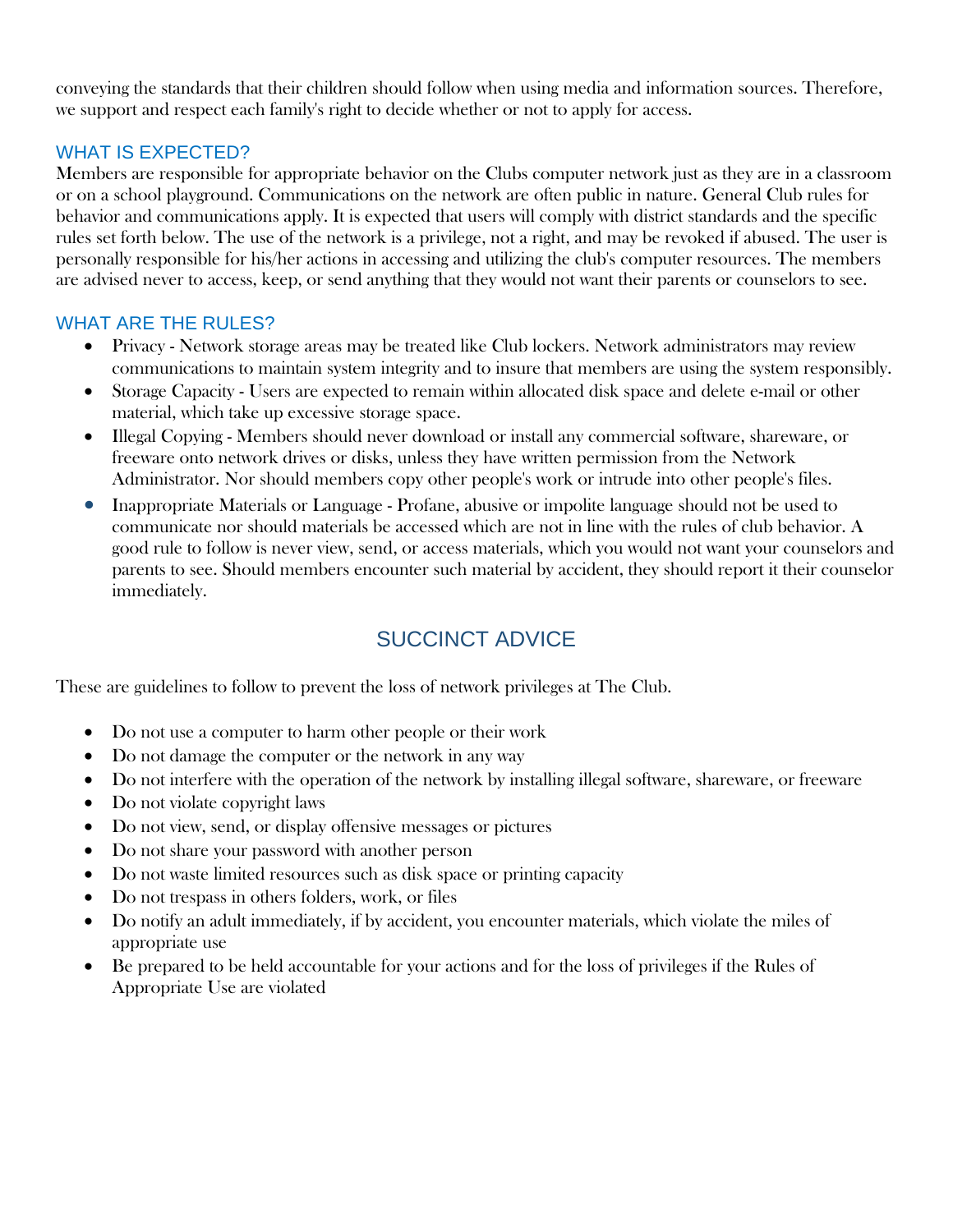conveying the standards that their children should follow when using media and information sources. Therefore, we support and respect each family's right to decide whether or not to apply for access.

## WHAT IS EXPECTED?

Members are responsible for appropriate behavior on the Clubs computer network just as they are in a classroom or on a school playground. Communications on the network are often public in nature. General Club rules for behavior and communications apply. It is expected that users will comply with district standards and the specific rules set forth below. The use of the network is a privilege, not a right, and may be revoked if abused. The user is personally responsible for his/her actions in accessing and utilizing the club's computer resources. The members are advised never to access, keep, or send anything that they would not want their parents or counselors to see.

## WHAT ARE THE RULES?

- Privacy - Network storage areas may be treated like Club lockers. Network administrators may review communications to maintain system integrity and to insure that members are using the system responsibly.
- Storage Capacity - Users are expected to remain within allocated disk space and delete e-mail or other material, which take up excessive storage space.
- Illegal Copying - Members should never download or install any commercial software, shareware, or freeware onto network drives or disks, unless they have written permission from the Network Administrator. Nor should members copy other people's work or intrude into other people's files.
- Inappropriate Materials or Language - Profane, abusive or impolite language should not be used to communicate nor should materials be accessed which are not in line with the rules of club behavior. A good rule to follow is never view, send, or access materials, which you would not want your counselors and parents to see. Should members encounter such material by accident, they should report it their counselor immediately.

# SUCCINCT ADVICE

These are guidelines to follow to prevent the loss of network privileges at The Club.

- Do not use a computer to harm other people or their work
- Do not damage the computer or the network in any way
- Do not interfere with the operation of the network by installing illegal software, shareware, or freeware
- Do not violate copyright laws
- Do not view, send, or display offensive messages or pictures
- Do not share your password with another person
- Do not waste limited resources such as disk space or printing capacity
- Do not trespass in others folders, work, or files
- Do notify an adult immediately, if by accident, you encounter materials, which violate the miles of appropriate use
- Be prepared to be held accountable for your actions and for the loss of privileges if the Rules of Appropriate Use are violated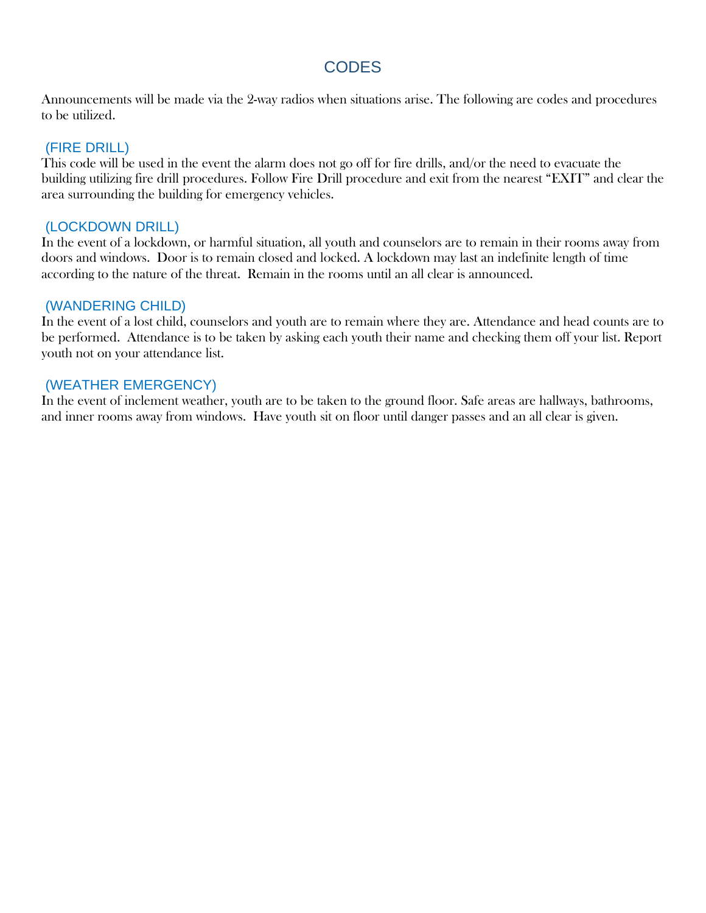# CODES

Announcements will be made via the 2-way radios when situations arise. The following are codes and procedures to be utilized.

### (FIRE DRILL)

This code will be used in the event the alarm does not go off for fire drills, and/or the need to evacuate the building utilizing fire drill procedures. Follow Fire Drill procedure and exit from the nearest "EXIT" and clear the area surrounding the building for emergency vehicles.

### (LOCKDOWN DRILL)

In the event of a lockdown, or harmful situation, all youth and counselors are to remain in their rooms away from doors and windows. Door is to remain closed and locked. A lockdown may last an indefinite length of time according to the nature of the threat. Remain in the rooms until an all clear is announced.

### (WANDERING CHILD)

In the event of a lost child, counselors and youth are to remain where they are. Attendance and head counts are to be performed. Attendance is to be taken by asking each youth their name and checking them off your list. Report youth not on your attendance list.

### (WEATHER EMERGENCY)

In the event of inclement weather, youth are to be taken to the ground floor. Safe areas are hallways, bathrooms, and inner rooms away from windows. Have youth sit on floor until danger passes and an all clear is given.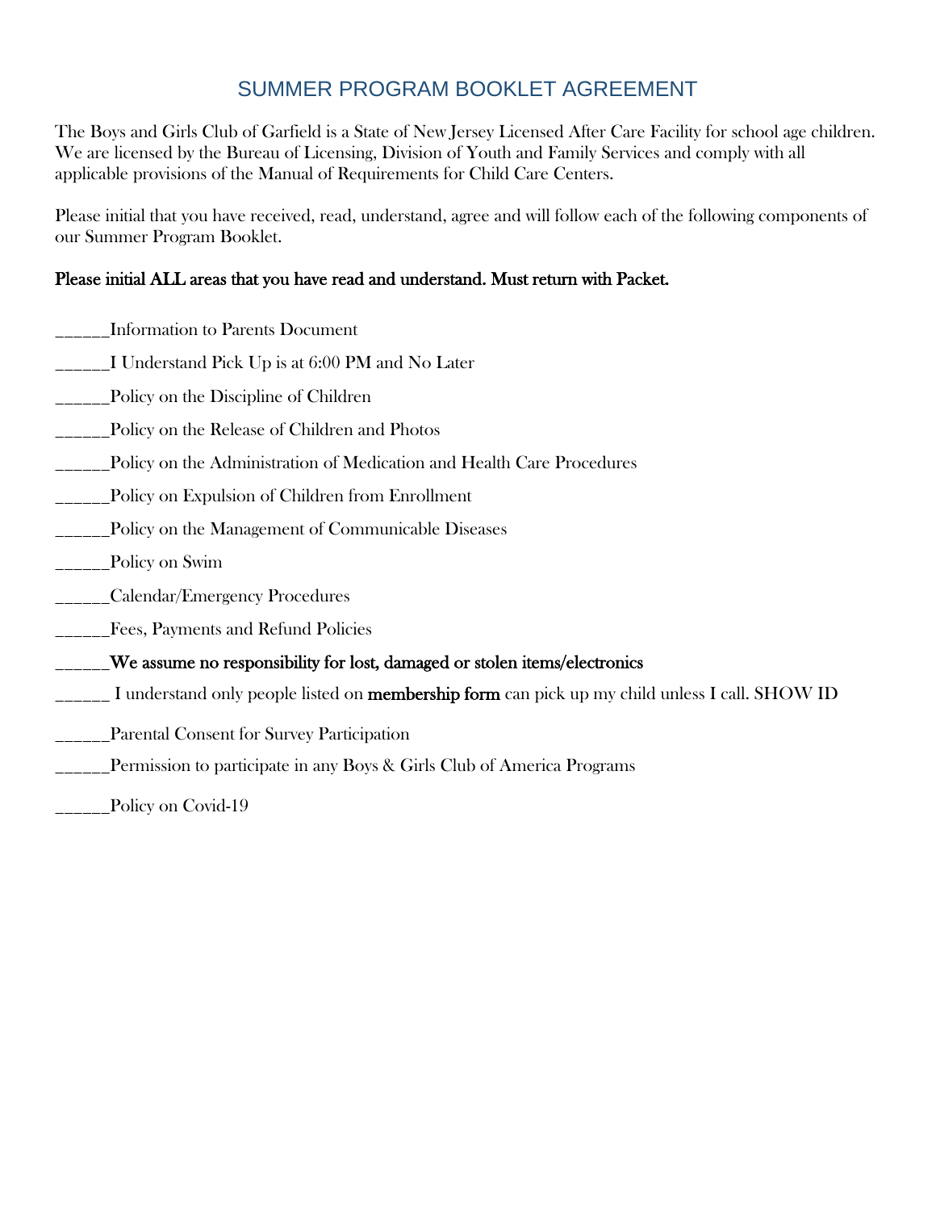# SUMMER PROGRAM BOOKLET AGREEMENT

The Boys and Girls Club of Garfield is a State of New Jersey Licensed After Care Facility for school age children. We are licensed by the Bureau of Licensing, Division of Youth and Family Services and comply with all applicable provisions of the Manual of Requirements for Child Care Centers.

Please initial that you have received, read, understand, agree and will follow each of the following components of our Summer Program Booklet.

**Please initial ALL areas that you have read and understand. Must return with Packet.**

______Information to Parents Document

______I Understand Pick Up is at 6:00 PM and No Later

______Policy on the Discipline of Children

______Policy on the Release of Children and Photos

______Policy on the Administration of Medication and Health Care Procedures

______Policy on Expulsion of Children from Enrollment

______Policy on the Management of Communicable Diseases

______Policy on Swim

______Calendar/Emergency Procedures

______Fees, Payments and Refund Policies

______**We assume no responsibility for lost, damaged or stolen items/electronics**

______ I understand only people listed on **membership form** can pick up my child unless I call. SHOW ID

______Parental Consent for Survey Participation

______Permission to participate in any Boys & Girls Club of America Programs

______Policy on Covid-19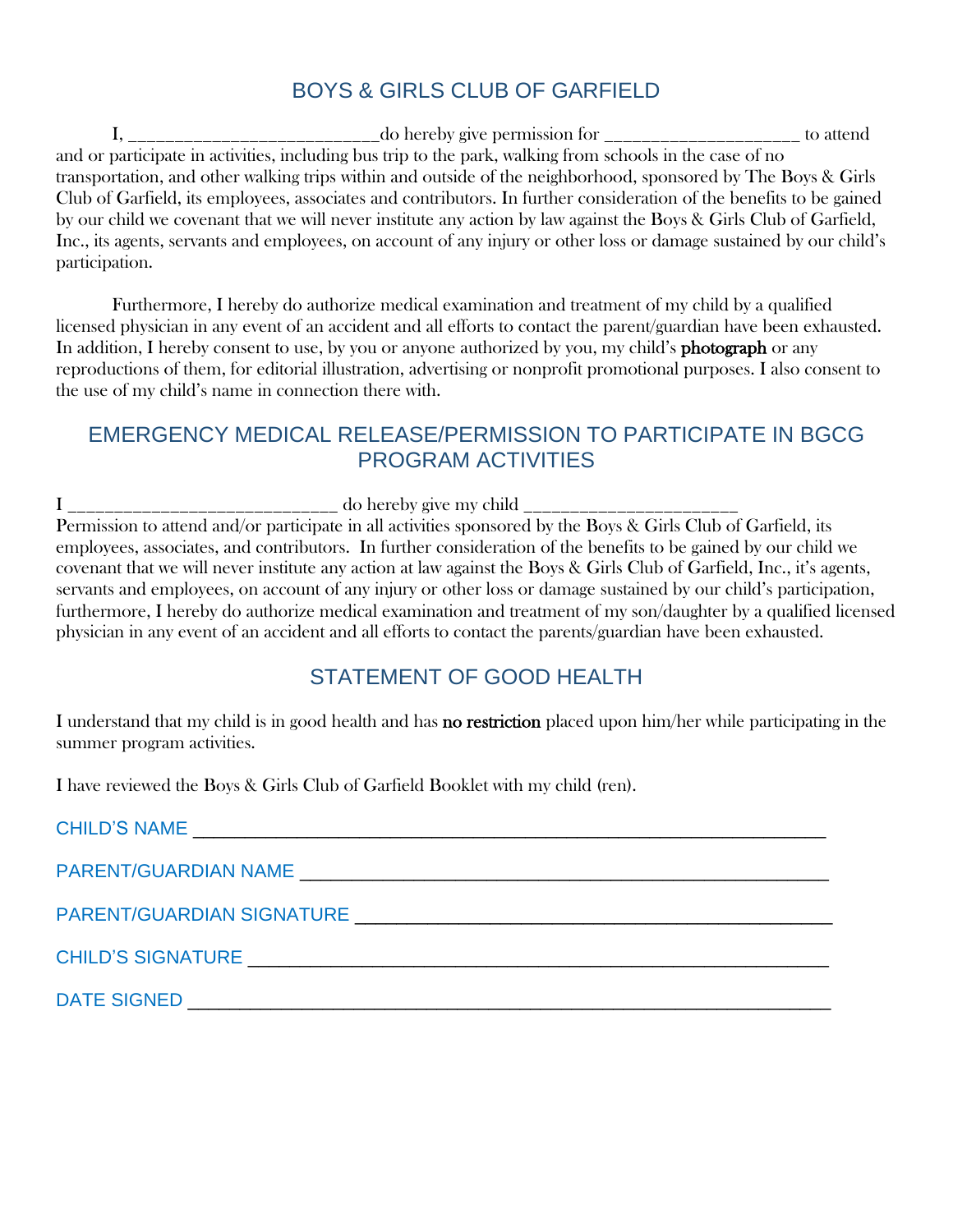## BOYS & GIRLS CLUB OF GARFIELD

I, ___________________________do hereby give permission for ____________________ to attend and or participate in activities, including bus trip to the park, walking from schools in the case of no transportation, and other walking trips within and outside of the neighborhood, sponsored by The Boys & Girls Club of Garfield, its employees, associates and contributors. In further consideration of the benefits to be gained by our child we covenant that we will never institute any action by law against the Boys & Girls Club of Garfield, Inc., its agents, servants and employees, on account of any injury or other loss or damage sustained by our child's participation.

Furthermore, I hereby do authorize medical examination and treatment of my child by a qualified licensed physician in any event of an accident and all efforts to contact the parent/guardian have been exhausted. In addition, I hereby consent to use, by you or anyone authorized by you, my child's **photograph** or any reproductions of them, for editorial illustration, advertising or nonprofit promotional purposes. I also consent to the use of my child's name in connection there with.

## EMERGENCY MEDICAL RELEASE/PERMISSION TO PARTICIPATE IN BGCG PROGRAM ACTIVITIES

I ____________________________ do hereby give my child ______________________
Permission to attend and/or participate in all activities sponsored by the Boys & Girls Club of Garfield, its employees, associates, and contributors. In further consideration of the benefits to be gained by our child we covenant that we will never institute any action at law against the Boys & Girls Club of Garfield, Inc., it's agents, servants and employees, on account of any injury or other loss or damage sustained by our child's participation, furthermore, I hereby do authorize medical examination and treatment of my son/daughter by a qualified licensed physician in any event of an accident and all efforts to contact the parents/guardian have been exhausted.

## STATEMENT OF GOOD HEALTH

I understand that my child is in good health and has **no restriction** placed upon him/her while participating in the summer program activities.

I have reviewed the Boys & Girls Club of Garfield Booklet with my child (ren).

CHILD'S NAME ________________________________________________________________

PARENT/GUARDIAN NAME _____________________________________________________

PARENT/GUARDIAN SIGNATURE ________________________________________________

CHILD'S SIGNATURE _________________________________________________________

DATE SIGNED _______________________________________________________________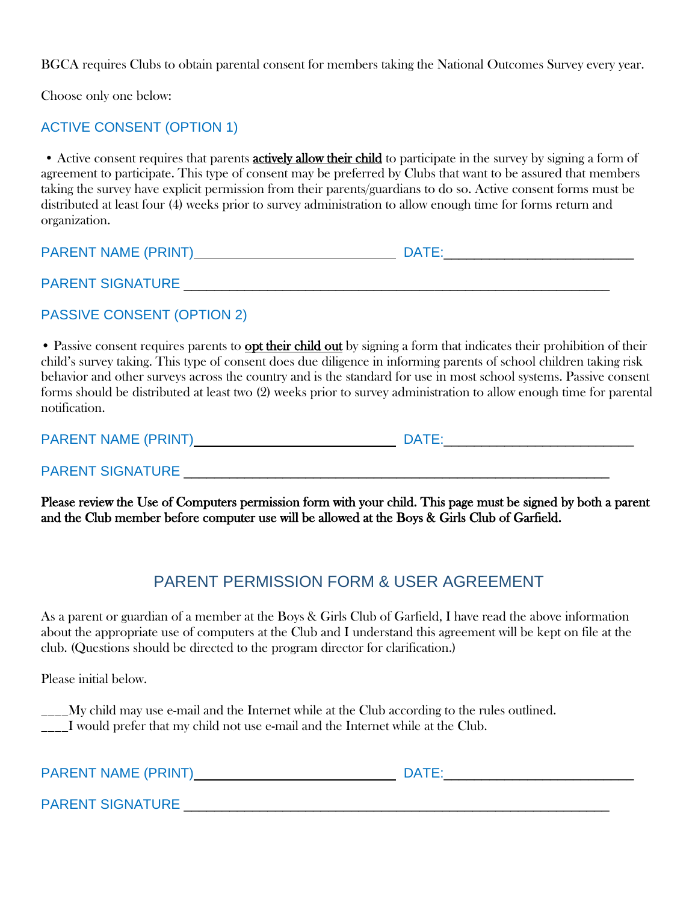BGCA requires Clubs to obtain parental consent for members taking the National Outcomes Survey every year.

Choose only one below:

### ACTIVE CONSENT (OPTION 1)

• Active consent requires that parents **actively allow their child** to participate in the survey by signing a form of agreement to participate. This type of consent may be preferred by Clubs that want to be assured that members taking the survey have explicit permission from their parents/guardians to do so. Active consent forms must be distributed at least four (4) weeks prior to survey administration to allow enough time for forms return and organization.

PARENT NAME (PRINT)____________________________ DATE:__________________________

PARENT SIGNATURE ____________________________________________________________

### PASSIVE CONSENT (OPTION 2)

• Passive consent requires parents to **opt their child out** by signing a form that indicates their prohibition of their child's survey taking. This type of consent does due diligence in informing parents of school children taking risk behavior and other surveys across the country and is the standard for use in most school systems. Passive consent forms should be distributed at least two (2) weeks prior to survey administration to allow enough time for parental notification.

PARENT NAME (PRINT)____________________________ DATE:__________________________

PARENT SIGNATURE ____________________________________________________________

**Please review the Use of Computers permission form with your child. This page must be signed by both a parent and the Club member before computer use will be allowed at the Boys & Girls Club of Garfield.**

## PARENT PERMISSION FORM & USER AGREEMENT

As a parent or guardian of a member at the Boys & Girls Club of Garfield, I have read the above information about the appropriate use of computers at the Club and I understand this agreement will be kept on file at the club. (Questions should be directed to the program director for clarification.)

Please initial below.

____My child may use e-mail and the Internet while at the Club according to the rules outlined.
____I would prefer that my child not use e-mail and the Internet while at the Club.

PARENT NAME (PRINT)____________________________ DATE:__________________________

PARENT SIGNATURE ____________________________________________________________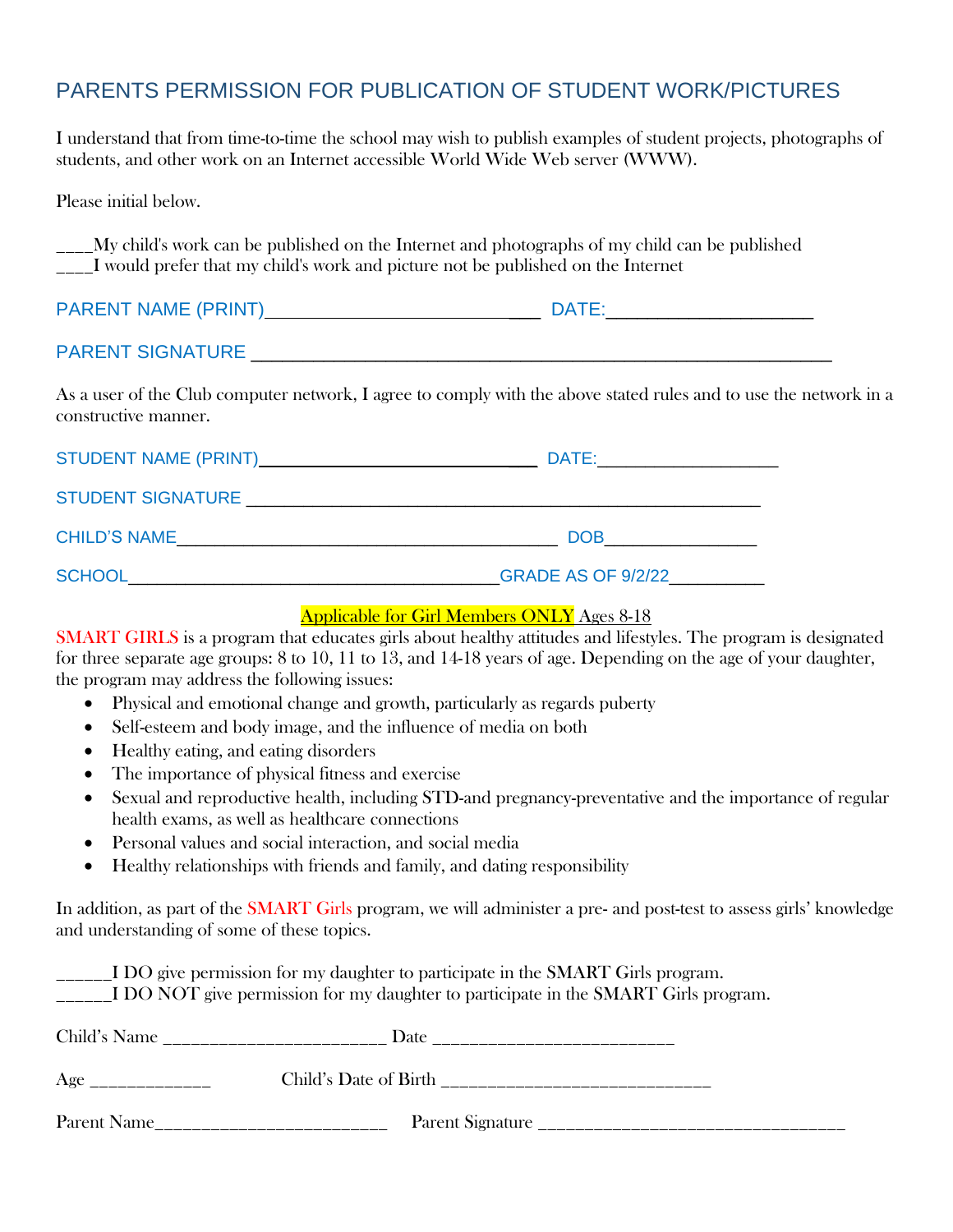## PARENTS PERMISSION FOR PUBLICATION OF STUDENT WORK/PICTURES

I understand that from time-to-time the school may wish to publish examples of student projects, photographs of students, and other work on an Internet accessible World Wide Web server (WWW).

Please initial below.

____My child's work can be published on the Internet and photographs of my child can be published
____I would prefer that my child's work and picture not be published on the Internet

PARENT NAME (PRINT)________________________________ DATE:______________________

PARENT SIGNATURE ______________________________________________________________

As a user of the Club computer network, I agree to comply with the above stated rules and to use the network in a constructive manner.

STUDENT NAME (PRINT)______________________________ DATE:___________________

STUDENT SIGNATURE ________________________________________________________

CHILD'S NAME________________________________________ DOB________________

SCHOOL________________________________________GRADE AS OF 9/2/22__________

Applicable for Girl Members ONLY Ages 8-18

SMART GIRLS is a program that educates girls about healthy attitudes and lifestyles. The program is designated for three separate age groups: 8 to 10, 11 to 13, and 14-18 years of age. Depending on the age of your daughter, the program may address the following issues:

- Physical and emotional change and growth, particularly as regards puberty
- Self-esteem and body image, and the influence of media on both
- Healthy eating, and eating disorders
- The importance of physical fitness and exercise
- Sexual and reproductive health, including STD-and pregnancy-preventative and the importance of regular health exams, as well as healthcare connections
- Personal values and social interaction, and social media
- Healthy relationships with friends and family, and dating responsibility

In addition, as part of the SMART Girls program, we will administer a pre- and post-test to assess girls' knowledge and understanding of some of these topics.

______I DO give permission for my daughter to participate in the SMART Girls program.
______I DO NOT give permission for my daughter to participate in the SMART Girls program.

Child's Name ________________________ Date _________________________

Age _____________ Child's Date of Birth _____________________________

Parent Name_________________________ Parent Signature _________________________________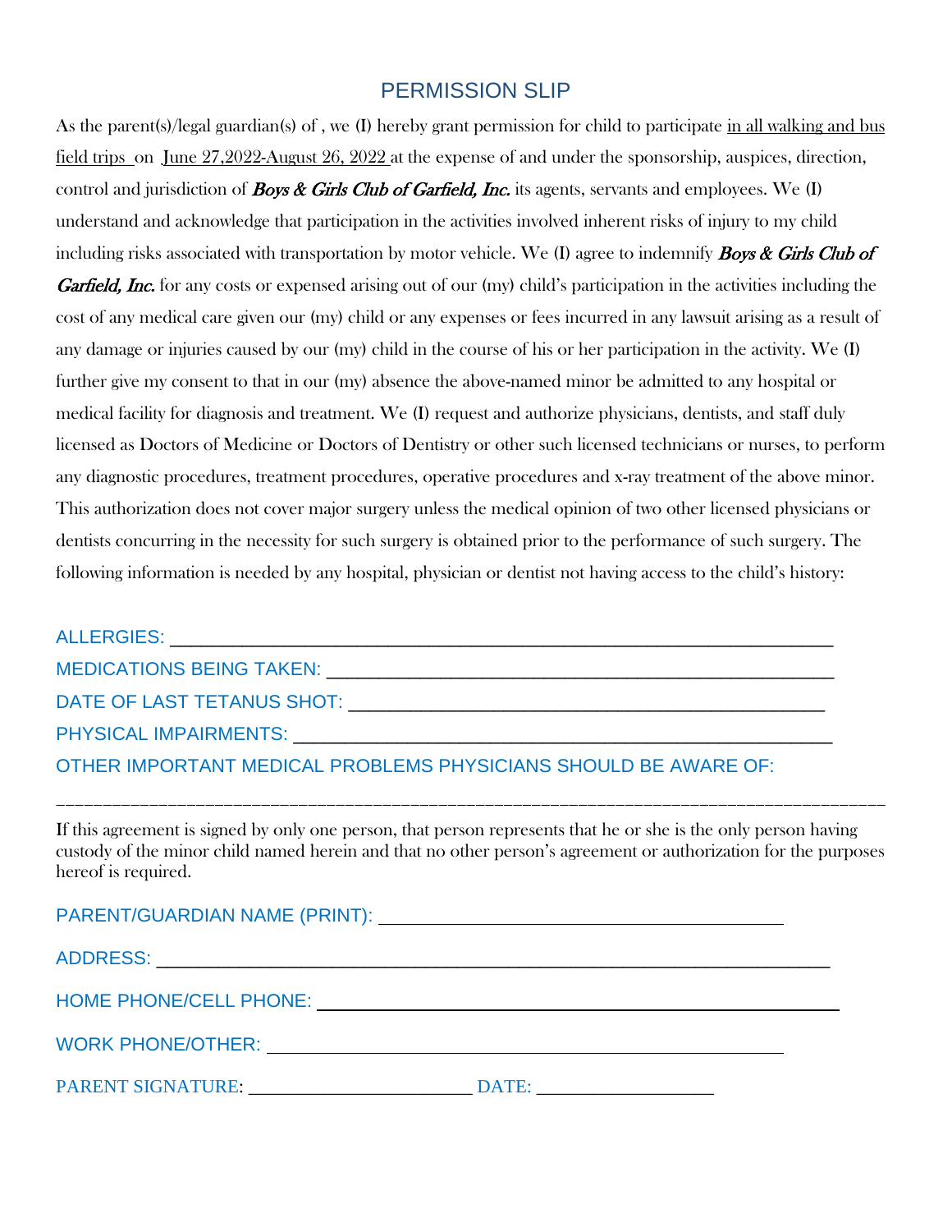# PERMISSION SLIP

As the parent(s)/legal guardian(s) of , we (I) hereby grant permission for child to participate in all walking and bus field trips on June 27,2022-August 26, 2022 at the expense of and under the sponsorship, auspices, direction, control and jurisdiction of ***Boys & Girls Club of Garfield, Inc.*** its agents, servants and employees. We (I) understand and acknowledge that participation in the activities involved inherent risks of injury to my child including risks associated with transportation by motor vehicle. We (I) agree to indemnify ***Boys & Girls Club of Garfield, Inc.*** for any costs or expensed arising out of our (my) child's participation in the activities including the cost of any medical care given our (my) child or any expenses or fees incurred in any lawsuit arising as a result of any damage or injuries caused by our (my) child in the course of his or her participation in the activity. We (I) further give my consent to that in our (my) absence the above-named minor be admitted to any hospital or medical facility for diagnosis and treatment. We (I) request and authorize physicians, dentists, and staff duly licensed as Doctors of Medicine or Doctors of Dentistry or other such licensed technicians or nurses, to perform any diagnostic procedures, treatment procedures, operative procedures and x-ray treatment of the above minor. This authorization does not cover major surgery unless the medical opinion of two other licensed physicians or dentists concurring in the necessity for such surgery is obtained prior to the performance of such surgery. The following information is needed by any hospital, physician or dentist not having access to the child's history:

ALLERGIES: ____________________________________________________________

MEDICATIONS BEING TAKEN: ___________________________________________

DATE OF LAST TETANUS SHOT: _________________________________________

PHYSICAL IMPAIRMENTS: _______________________________________________

OTHER IMPORTANT MEDICAL PROBLEMS PHYSICIANS SHOULD BE AWARE OF:

______________________________________________________________________________

If this agreement is signed by only one person, that person represents that he or she is the only person having custody of the minor child named herein and that no other person's agreement or authorization for the purposes hereof is required.

PARENT/GUARDIAN NAME (PRINT): ________________________________________

ADDRESS: ______________________________________________________________

HOME PHONE/CELL PHONE: _____________________________________________

WORK PHONE/OTHER: _________________________________________________

PARENT SIGNATURE: _________________________ DATE: __________________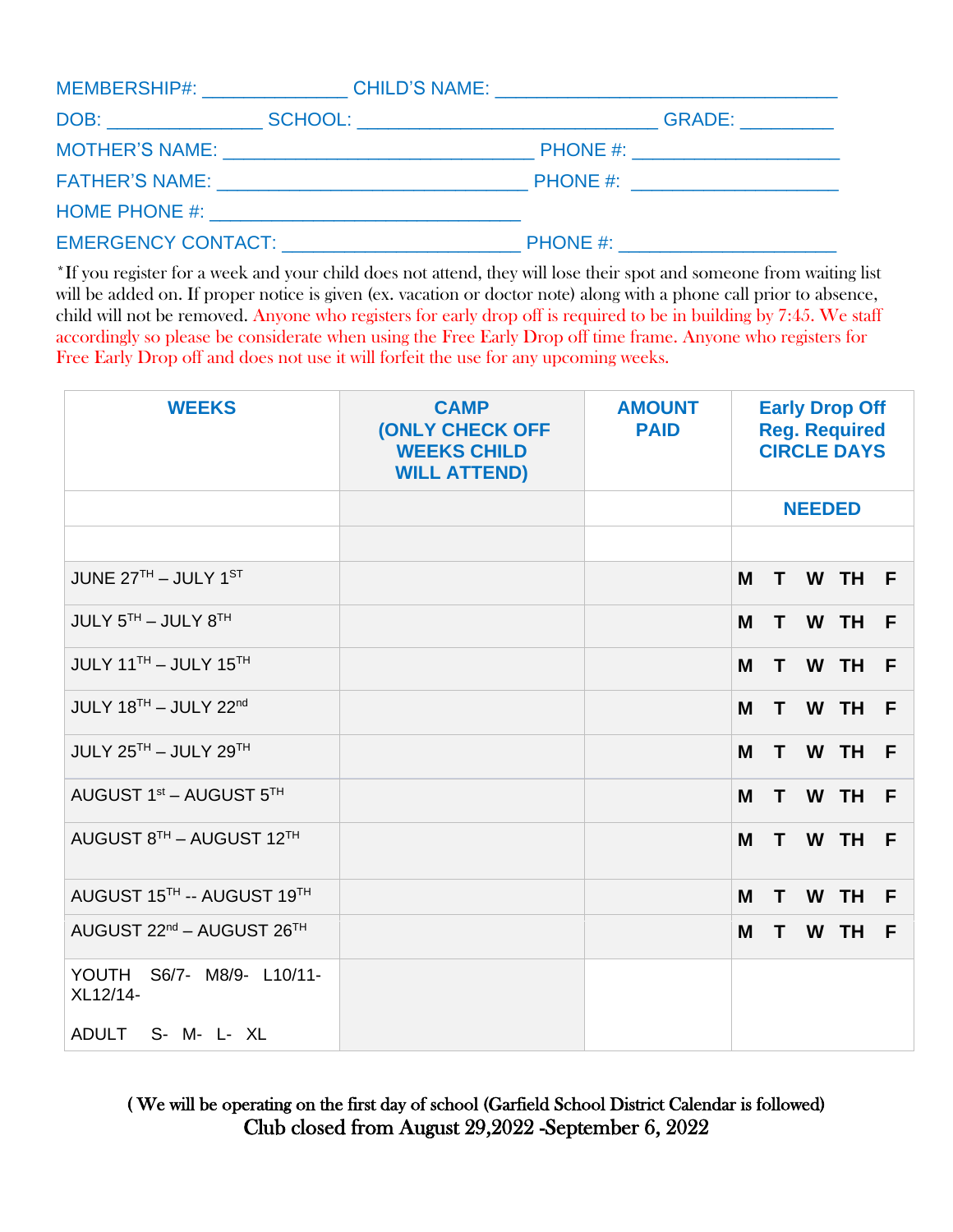MEMBERSHIP#: _____________ CHILD'S NAME: ______________________________

DOB: ______________ SCHOOL: ___________________________ GRADE: ________

MOTHER'S NAME: ____________________________ PHONE #: ___________________

FATHER'S NAME: ____________________________ PHONE #: ___________________

HOME PHONE #: ____________________________

EMERGENCY CONTACT: ______________________ PHONE #: ___________________

*If you register for a week and your child does not attend, they will lose their spot and someone from waiting list will be added on. If proper notice is given (ex. vacation or doctor note) along with a phone call prior to absence, child will not be removed. Anyone who registers for early drop off is required to be in building by 7:45. We staff accordingly so please be considerate when using the Free Early Drop off time frame. Anyone who registers for Free Early Drop off and does not use it will forfeit the use for any upcoming weeks.

| WEEKS | CAMP (ONLY CHECK OFF WEEKS CHILD WILL ATTEND) | AMOUNT PAID | Early Drop Off Reg. Required CIRCLE DAYS |
|---|---|---|---|
| | | | NEEDED |
| | | | |
| JUNE 27TH – JULY 1ST | | | M T W TH F |
| JULY 5TH – JULY 8TH | | | M T W TH F |
| JULY 11TH – JULY 15TH | | | M T W TH F |
| JULY 18TH – JULY 22nd | | | M T W TH F |
| JULY 25TH – JULY 29TH | | | M T W TH F |
| AUGUST 1st – AUGUST 5TH | | | M T W TH F |
| AUGUST 8TH – AUGUST 12TH | | | M T W TH F |
| AUGUST 15TH -- AUGUST 19TH | | | M T W TH F |
| AUGUST 22nd – AUGUST 26TH | | | M T W TH F |
| YOUTH S6/7- M8/9- L10/11- XL12/14- <br> ADULT S- M- L- XL | | | |

( We will be operating on the first day of school (Garfield School District Calendar is followed)

Club closed from August 29,2022 -September 6, 2022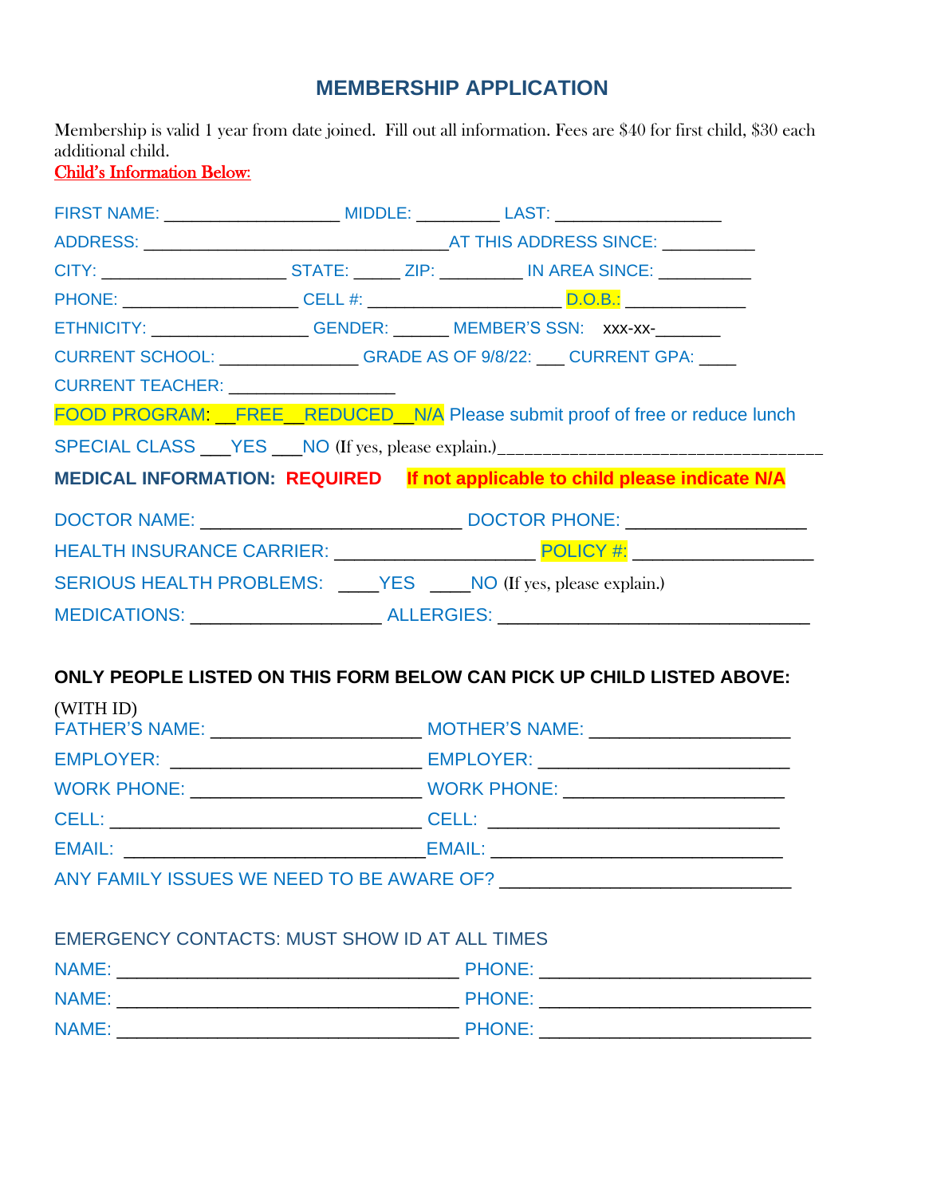# MEMBERSHIP APPLICATION

Membership is valid 1 year from date joined. Fill out all information. Fees are $40 for first child, $30 each additional child.

**Child's Information Below:**

FIRST NAME: ___________________ MIDDLE: _________ LAST: __________________

ADDRESS: _________________________________AT THIS ADDRESS SINCE: __________

CITY: ____________________ STATE: _____ ZIP: _________ IN AREA SINCE: __________

PHONE: ___________________ CELL #: _____________________ D.O.B.: _____________

ETHNICITY: _________________ GENDER: ______ MEMBER'S SSN: xxx-xx-_______

CURRENT SCHOOL: _______________ GRADE AS OF 9/8/22: ___ CURRENT GPA: ____

CURRENT TEACHER: _________________

FOOD PROGRAM: __FREE__REDUCED__N/A Please submit proof of free or reduce lunch

SPECIAL CLASS ___YES ___NO (If yes, please explain.)___________________________________

**MEDICAL INFORMATION: REQUIRED If not applicable to child please indicate N/A**

DOCTOR NAME: ___________________________ DOCTOR PHONE: ___________________

HEALTH INSURANCE CARRIER: _____________________ POLICY #: ___________________

SERIOUS HEALTH PROBLEMS: ____YES ____NO (If yes, please explain.)

MEDICATIONS: ____________________ ALLERGIES: ________________________________

**ONLY PEOPLE LISTED ON THIS FORM BELOW CAN PICK UP CHILD LISTED ABOVE:**

(WITH ID)

FATHER'S NAME: ______________________ MOTHER'S NAME: ____________________

EMPLOYER: __________________________ EMPLOYER: _________________________

WORK PHONE: ________________________ WORK PHONE: _______________________

CELL: _________________________________ CELL: ______________________________

EMAIL: ________________________________EMAIL: _____________________________

ANY FAMILY ISSUES WE NEED TO BE AWARE OF? ______________________________

EMERGENCY CONTACTS: MUST SHOW ID AT ALL TIMES

NAME: ___________________________________ PHONE: ___________________________

NAME: ___________________________________ PHONE: ___________________________

NAME: ___________________________________ PHONE: ___________________________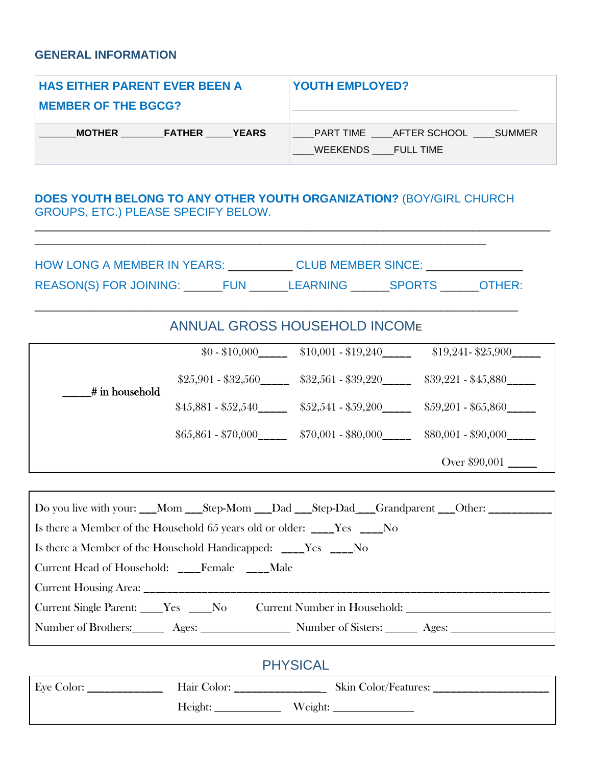## GENERAL INFORMATION

| **HAS EITHER PARENT EVER BEEN A MEMBER OF THE BGCG?** | **YOUTH EMPLOYED?** ______________________________________ |
|---|---|
| ______**MOTHER** ________**FATHER** _____**YEARS** | ____PART TIME ____AFTER SCHOOL ____SUMMER<br>____WEEKENDS ____FULL TIME |

**DOES YOUTH BELONG TO ANY OTHER YOUTH ORGANIZATION?** (BOY/GIRL CHURCH GROUPS, ETC.) PLEASE SPECIFY BELOW.

______________________________________________________________________________

_____________________________________________________________________

HOW LONG A MEMBER IN YEARS: __________ CLUB MEMBER SINCE: _______________

REASON(S) FOR JOINING: ______FUN ______LEARNING ______SPORTS ______OTHER:

__________________________________________________________________________

## ANNUAL GROSS HOUSEHOLD INCOME

| | | | |
|---|---|---|---|
| _____# in household | $0 - $10,000_____ | $10,001 - $19,240_____ | $19,241- $25,900_____ |
| | $25,901 - $32,560_____ | $32,561 - $39,220_____ | $39,221 - $45,880_____ |
| | $45,881 - $52,540_____ | $52,541 - $59,200_____ | $59,201 - $65,860_____ |
| | $65,861 - $70,000_____ | $70,001 - $80,000_____ | $80,001 - $90,000_____ |
| | | | Over $90,001 _____ |

Do you live with your: ___Mom ___Step-Mom ___Dad ___Step-Dad___Grandparent ___Other: ___________

Is there a Member of the Household 65 years old or older: ____Yes ____No

Is there a Member of the Household Handicapped: ____Yes ____No

Current Head of Household: ____Female ____Male

Current Housing Area: ______________________________________________________________

Current Single Parent: ____Yes ____No   Current Number in Household: _____________________

Number of Brothers:______ Ages: ________________ Number of Sisters: ______ Ages: _______________

## PHYSICAL

Eye Color: _____________ Hair Color: _______________ Skin Color/Features: ___________________

Height: ____________ Weight: ______________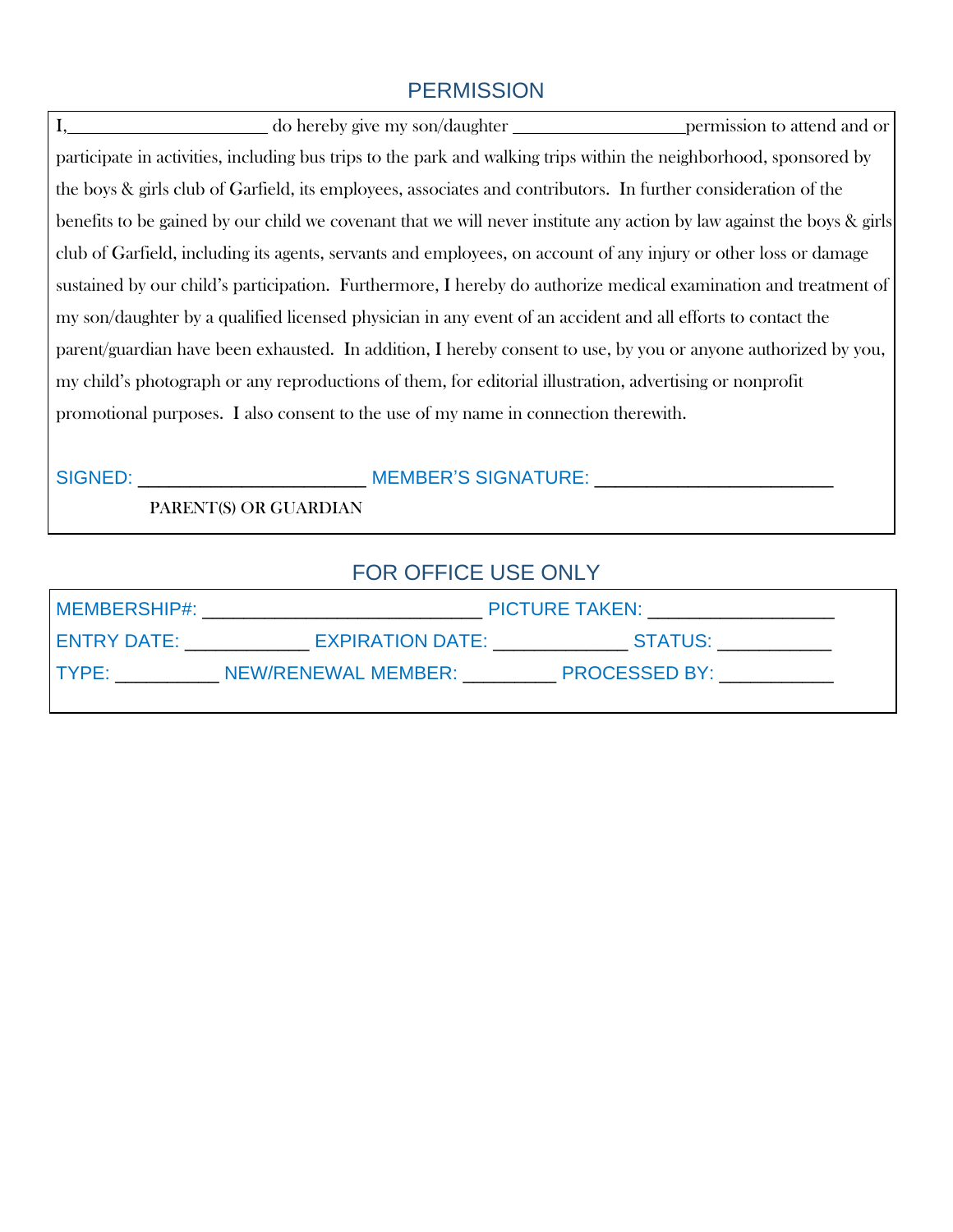## PERMISSION

I,______________________ do hereby give my son/daughter ___________________permission to attend and or participate in activities, including bus trips to the park and walking trips within the neighborhood, sponsored by the boys & girls club of Garfield, its employees, associates and contributors. In further consideration of the benefits to be gained by our child we covenant that we will never institute any action by law against the boys & girls club of Garfield, including its agents, servants and employees, on account of any injury or other loss or damage sustained by our child's participation. Furthermore, I hereby do authorize medical examination and treatment of my son/daughter by a qualified licensed physician in any event of an accident and all efforts to contact the parent/guardian have been exhausted. In addition, I hereby consent to use, by you or anyone authorized by you, my child's photograph or any reproductions of them, for editorial illustration, advertising or nonprofit promotional purposes. I also consent to the use of my name in connection therewith.

SIGNED: ______________________ MEMBER'S SIGNATURE: _______________________

PARENT(S) OR GUARDIAN

## FOR OFFICE USE ONLY

MEMBERSHIP#: ___________________________ PICTURE TAKEN: __________________

ENTRY DATE: ____________ EXPIRATION DATE: _____________ STATUS: ___________

TYPE: __________ NEW/RENEWAL MEMBER: _________ PROCESSED BY: ___________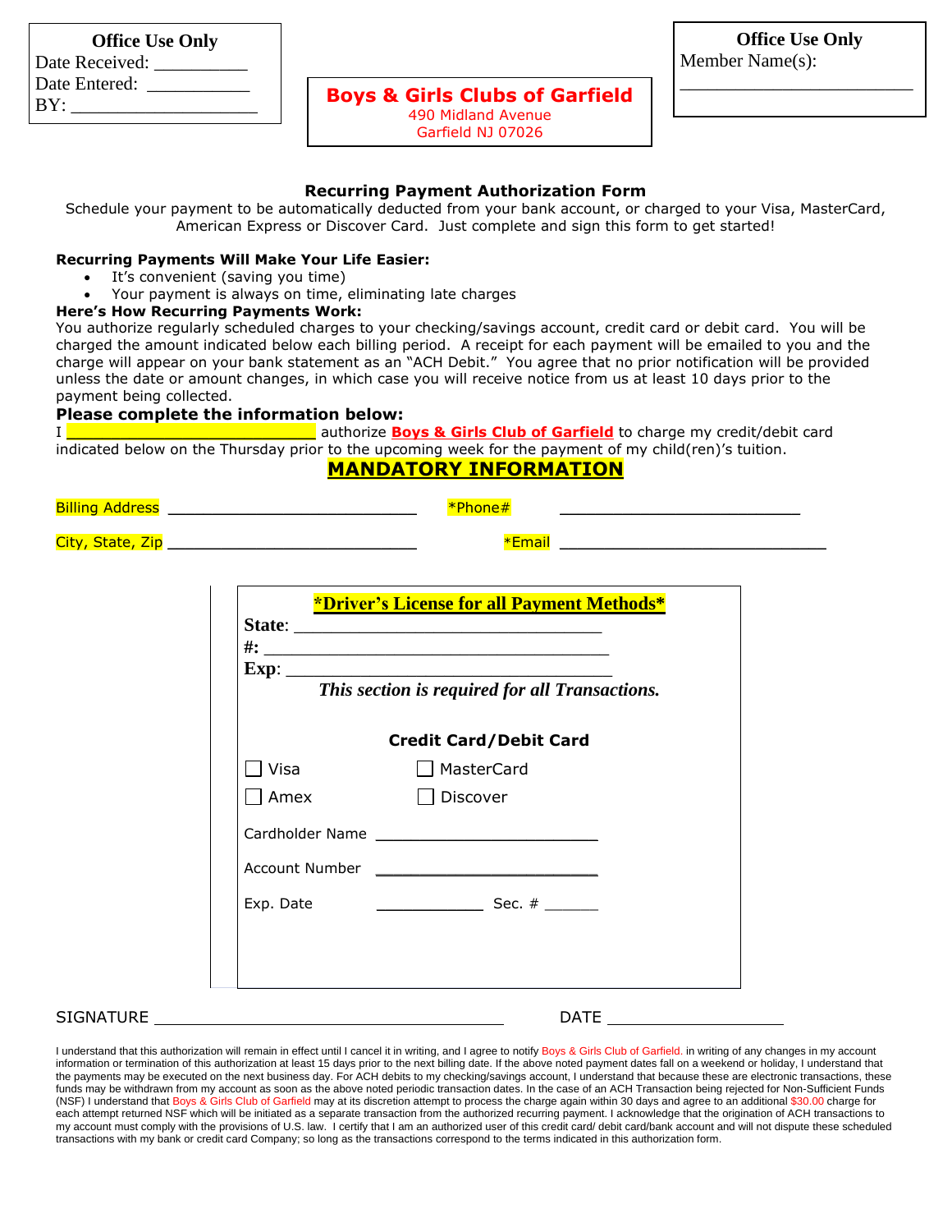**Office Use Only**
Date Received: __________
Date Entered: ___________
BY: ____________________

**Boys & Girls Clubs of Garfield**
490 Midland Avenue
Garfield NJ 07026

**Office Use Only**
Member Name(s):
_________________________

## Recurring Payment Authorization Form

Schedule your payment to be automatically deducted from your bank account, or charged to your Visa, MasterCard, American Express or Discover Card. Just complete and sign this form to get started!

**Recurring Payments Will Make Your Life Easier:**

- It's convenient (saving you time)
- Your payment is always on time, eliminating late charges

**Here's How Recurring Payments Work:**

You authorize regularly scheduled charges to your checking/savings account, credit card or debit card. You will be charged the amount indicated below each billing period. A receipt for each payment will be emailed to you and the charge will appear on your bank statement as an "ACH Debit." You agree that no prior notification will be provided unless the date or amount changes, in which case you will receive notice from us at least 10 days prior to the payment being collected.

**Please complete the information below:**

I ____________________________ authorize **Boys & Girls Club of Garfield** to charge my credit/debit card indicated below on the Thursday prior to the upcoming week for the payment of my child(ren)'s tuition.

**MANDATORY INFORMATION**

Billing Address ____________________________ *Phone# ___________________________

City, State, Zip ____________________________ *Email ______________________________

***Driver's License for all Payment Methods***

**State**: __________________________________
**#:** ______________________________________
**Exp**: ___________________________________

***This section is required for all Transactions.***

**Credit Card/Debit Card**

☐ Visa ☐ MasterCard
☐ Amex ☐ Discover

Cardholder Name _________________________

Account Number _________________________

Exp. Date ____________ Sec. # ______

SIGNATURE _______________________________________ DATE ____________________

I understand that this authorization will remain in effect until I cancel it in writing, and I agree to notify Boys & Girls Club of Garfield. in writing of any changes in my account information or termination of this authorization at least 15 days prior to the next billing date. If the above noted payment dates fall on a weekend or holiday, I understand that the payments may be executed on the next business day. For ACH debits to my checking/savings account, I understand that because these are electronic transactions, these funds may be withdrawn from my account as soon as the above noted periodic transaction dates. In the case of an ACH Transaction being rejected for Non-Sufficient Funds (NSF) I understand that Boys & Girls Club of Garfield may at its discretion attempt to process the charge again within 30 days and agree to an additional $30.00 charge for each attempt returned NSF which will be initiated as a separate transaction from the authorized recurring payment. I acknowledge that the origination of ACH transactions to my account must comply with the provisions of U.S. law. I certify that I am an authorized user of this credit card/ debit card/bank account and will not dispute these scheduled transactions with my bank or credit card Company; so long as the transactions correspond to the terms indicated in this authorization form.